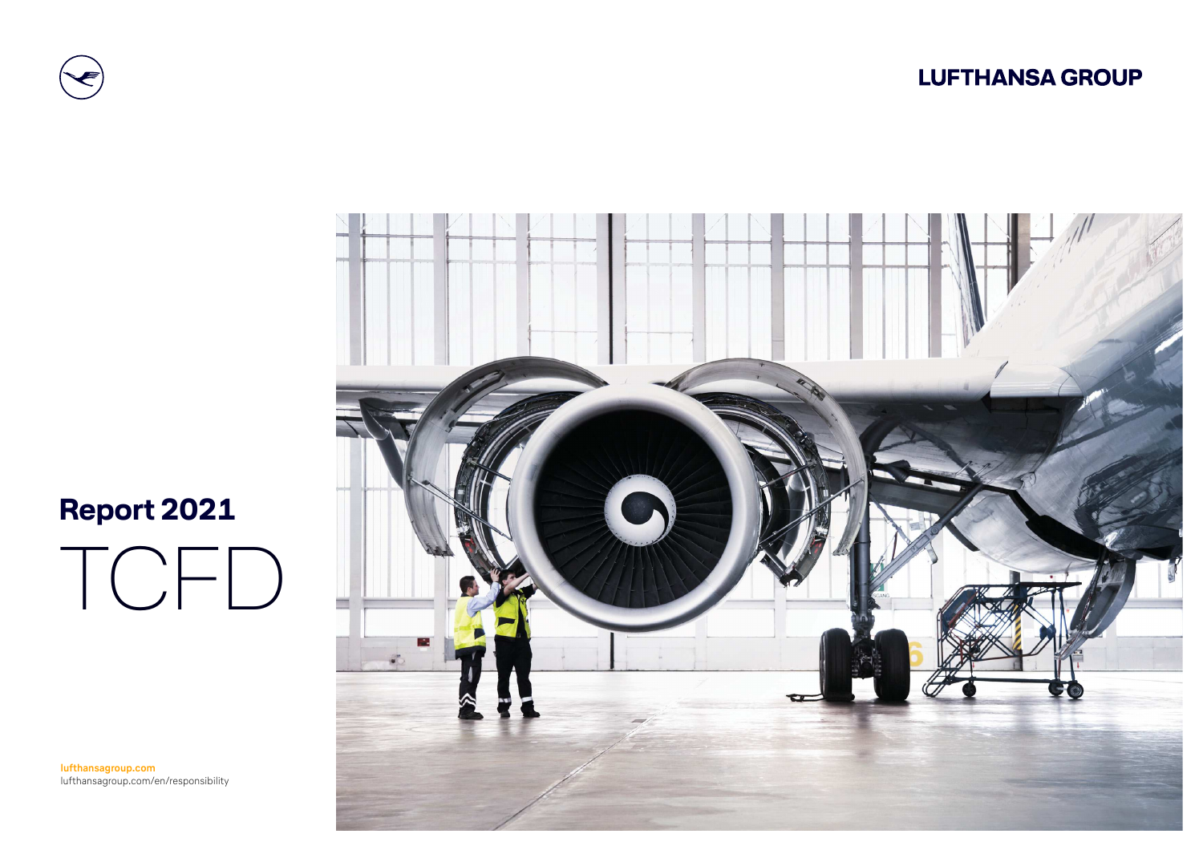LUFTHANSA GROUP

# Report 2021
# TCFD

lufthansagroup.com
lufthansagroup.com/en/responsibility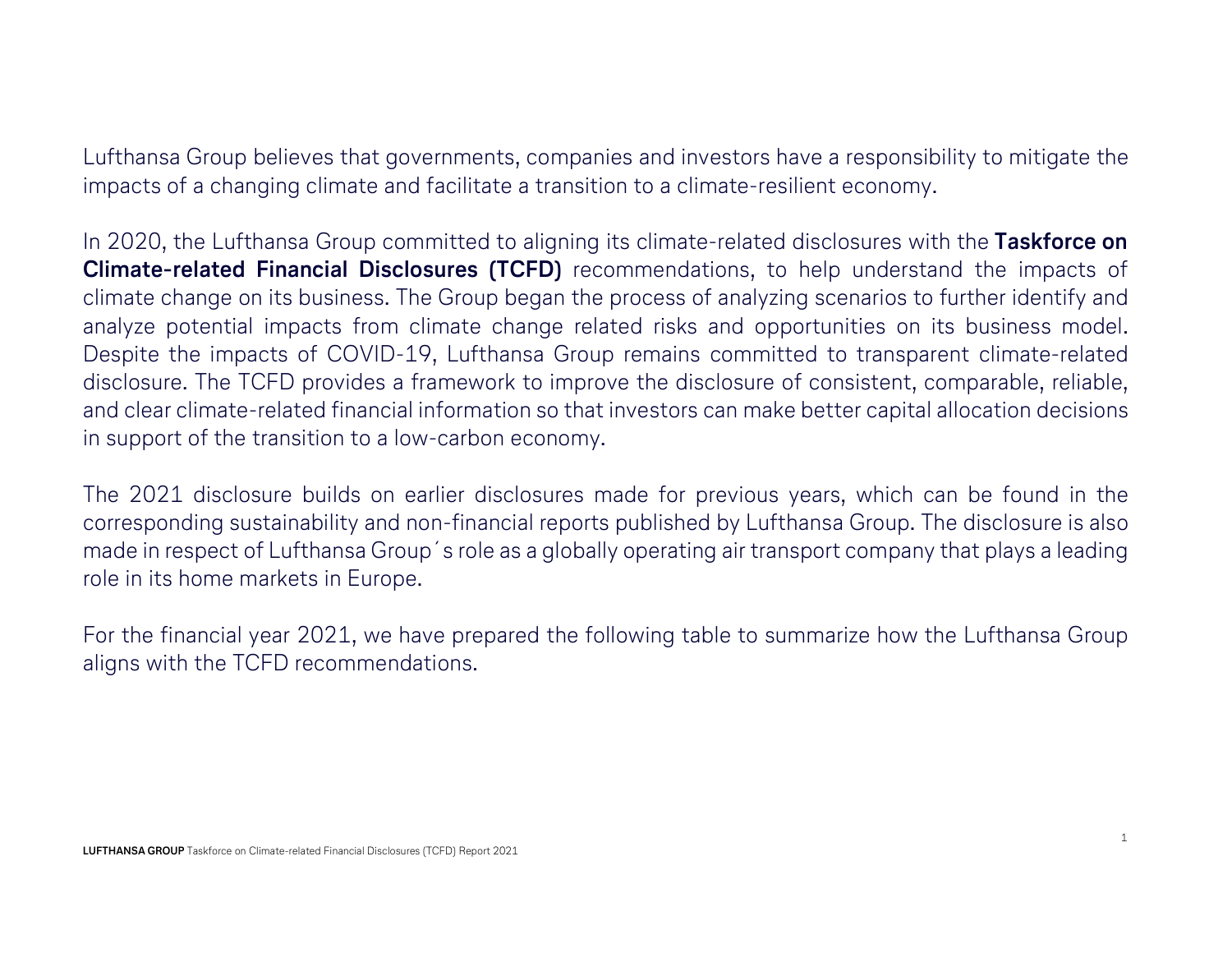Lufthansa Group believes that governments, companies and investors have a responsibility to mitigate the impacts of a changing climate and facilitate a transition to a climate-resilient economy.

In 2020, the Lufthansa Group committed to aligning its climate-related disclosures with the **Taskforce on Climate-related Financial Disclosures (TCFD)** recommendations, to help understand the impacts of climate change on its business. The Group began the process of analyzing scenarios to further identify and analyze potential impacts from climate change related risks and opportunities on its business model. Despite the impacts of COVID-19, Lufthansa Group remains committed to transparent climate-related disclosure. The TCFD provides a framework to improve the disclosure of consistent, comparable, reliable, and clear climate-related financial information so that investors can make better capital allocation decisions in support of the transition to a low-carbon economy.

The 2021 disclosure builds on earlier disclosures made for previous years, which can be found in the corresponding sustainability and non-financial reports published by Lufthansa Group. The disclosure is also made in respect of Lufthansa Group´s role as a globally operating air transport company that plays a leading role in its home markets in Europe.

For the financial year 2021, we have prepared the following table to summarize how the Lufthansa Group aligns with the TCFD recommendations.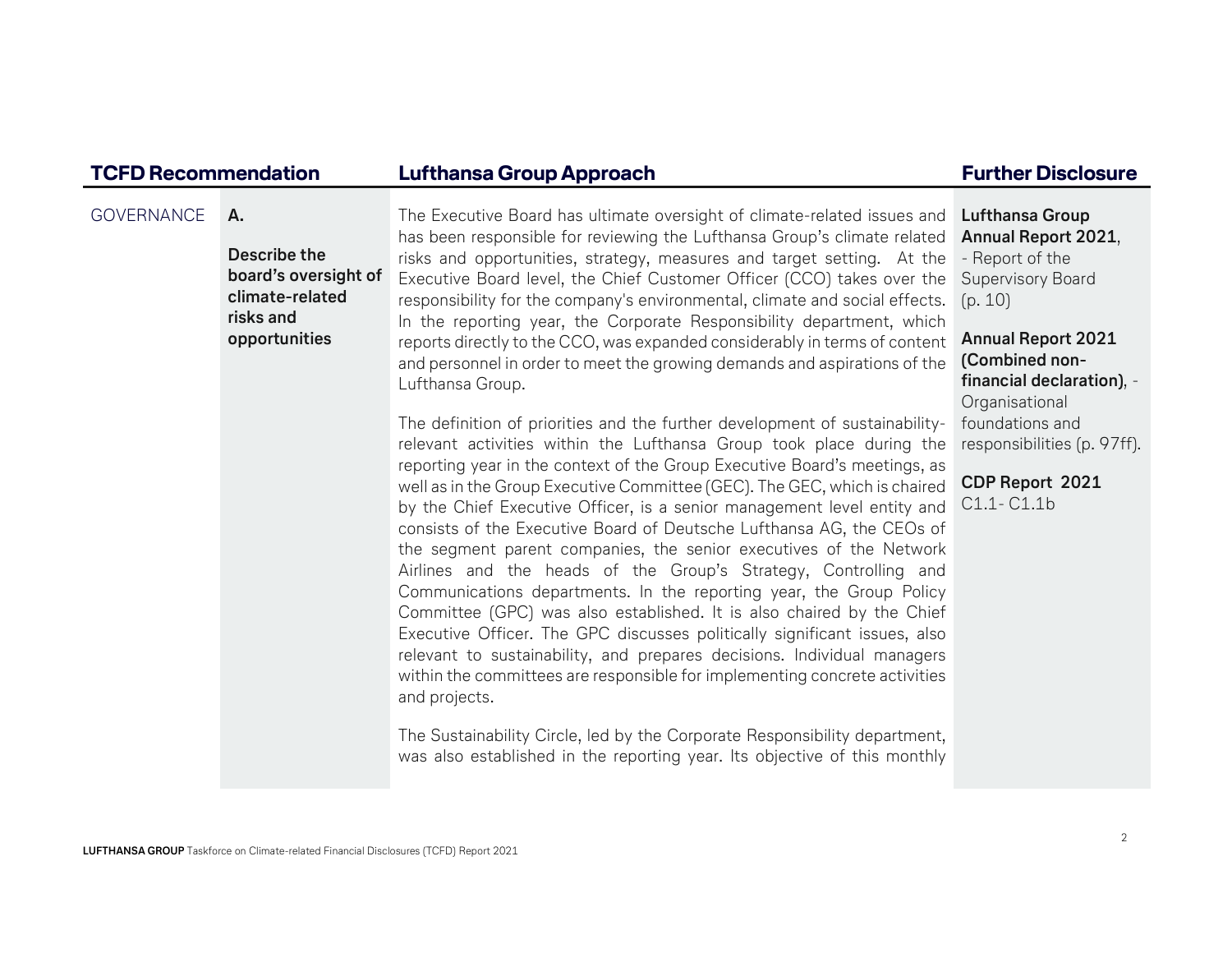| TCFD Recommendation | | Lufthansa Group Approach | Further Disclosure |
|---|---|---|---|
| GOVERNANCE | **A.**<br><br>**Describe the board's oversight of climate-related risks and opportunities** | The Executive Board has ultimate oversight of climate-related issues and has been responsible for reviewing the Lufthansa Group's climate related risks and opportunities, strategy, measures and target setting. At the Executive Board level, the Chief Customer Officer (CCO) takes over the responsibility for the company's environmental, climate and social effects. In the reporting year, the Corporate Responsibility department, which reports directly to the CCO, was expanded considerably in terms of content and personnel in order to meet the growing demands and aspirations of the Lufthansa Group.<br><br>The definition of priorities and the further development of sustainability-relevant activities within the Lufthansa Group took place during the reporting year in the context of the Group Executive Board's meetings, as well as in the Group Executive Committee (GEC). The GEC, which is chaired by the Chief Executive Officer, is a senior management level entity and consists of the Executive Board of Deutsche Lufthansa AG, the CEOs of the segment parent companies, the senior executives of the Network Airlines and the heads of the Group's Strategy, Controlling and Communications departments. In the reporting year, the Group Policy Committee (GPC) was also established. It is also chaired by the Chief Executive Officer. The GPC discusses politically significant issues, also relevant to sustainability, and prepares decisions. Individual managers within the committees are responsible for implementing concrete activities and projects.<br><br>The Sustainability Circle, led by the Corporate Responsibility department, was also established in the reporting year. Its objective of this monthly | **Lufthansa Group Annual Report 2021**, - Report of the Supervisory Board (p. 10)<br><br>**Annual Report 2021 (Combined non-financial declaration)**, - Organisational foundations and responsibilities (p. 97ff).<br><br>**CDP Report 2021** C1.1- C1.1b |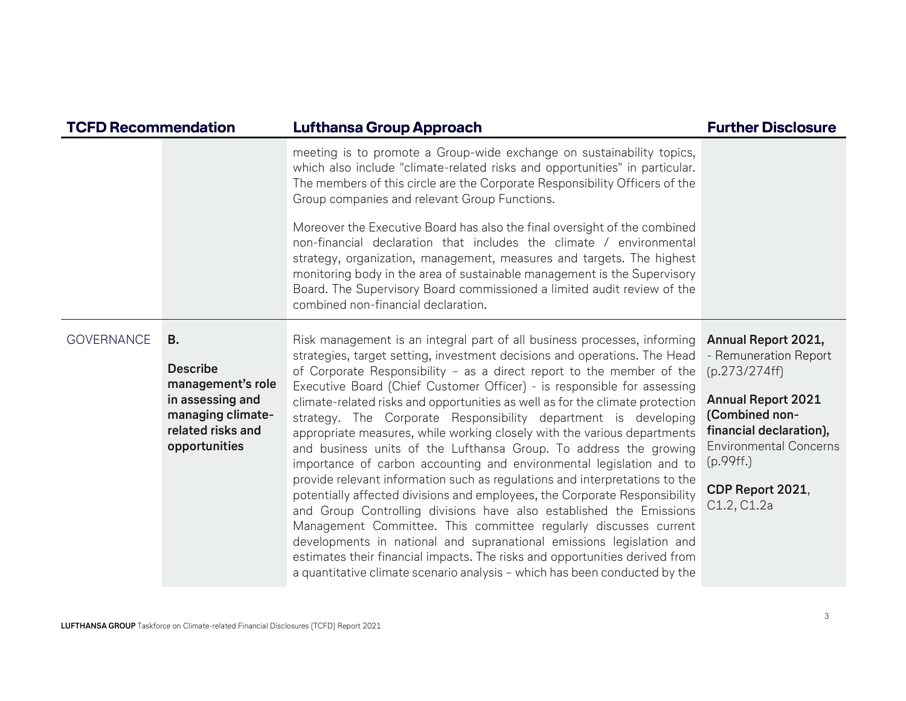| TCFD Recommendation | | Lufthansa Group Approach | Further Disclosure |
|---|---|---|---|
| | | meeting is to promote a Group-wide exchange on sustainability topics, which also include "climate-related risks and opportunities" in particular. The members of this circle are the Corporate Responsibility Officers of the Group companies and relevant Group Functions.<br><br>Moreover the Executive Board has also the final oversight of the combined non-financial declaration that includes the climate / environmental strategy, organization, management, measures and targets. The highest monitoring body in the area of sustainable management is the Supervisory Board. The Supervisory Board commissioned a limited audit review of the combined non-financial declaration. | |
| GOVERNANCE | **B.**<br><br>**Describe management's role in assessing and managing climate-related risks and opportunities** | Risk management is an integral part of all business processes, informing strategies, target setting, investment decisions and operations. The Head of Corporate Responsibility – as a direct report to the member of the Executive Board (Chief Customer Officer) - is responsible for assessing climate-related risks and opportunities as well as for the climate protection strategy. The Corporate Responsibility department is developing appropriate measures, while working closely with the various departments and business units of the Lufthansa Group. To address the growing importance of carbon accounting and environmental legislation and to provide relevant information such as regulations and interpretations to the potentially affected divisions and employees, the Corporate Responsibility and Group Controlling divisions have also established the Emissions Management Committee. This committee regularly discusses current developments in national and supranational emissions legislation and estimates their financial impacts. The risks and opportunities derived from a quantitative climate scenario analysis – which has been conducted by the | **Annual Report 2021,**<br>- Remuneration Report (p.273/274ff)<br><br>**Annual Report 2021 (Combined non-financial declaration),** Environmental Concerns (p.99ff.)<br><br>**CDP Report 2021**, C1.2, C1.2a |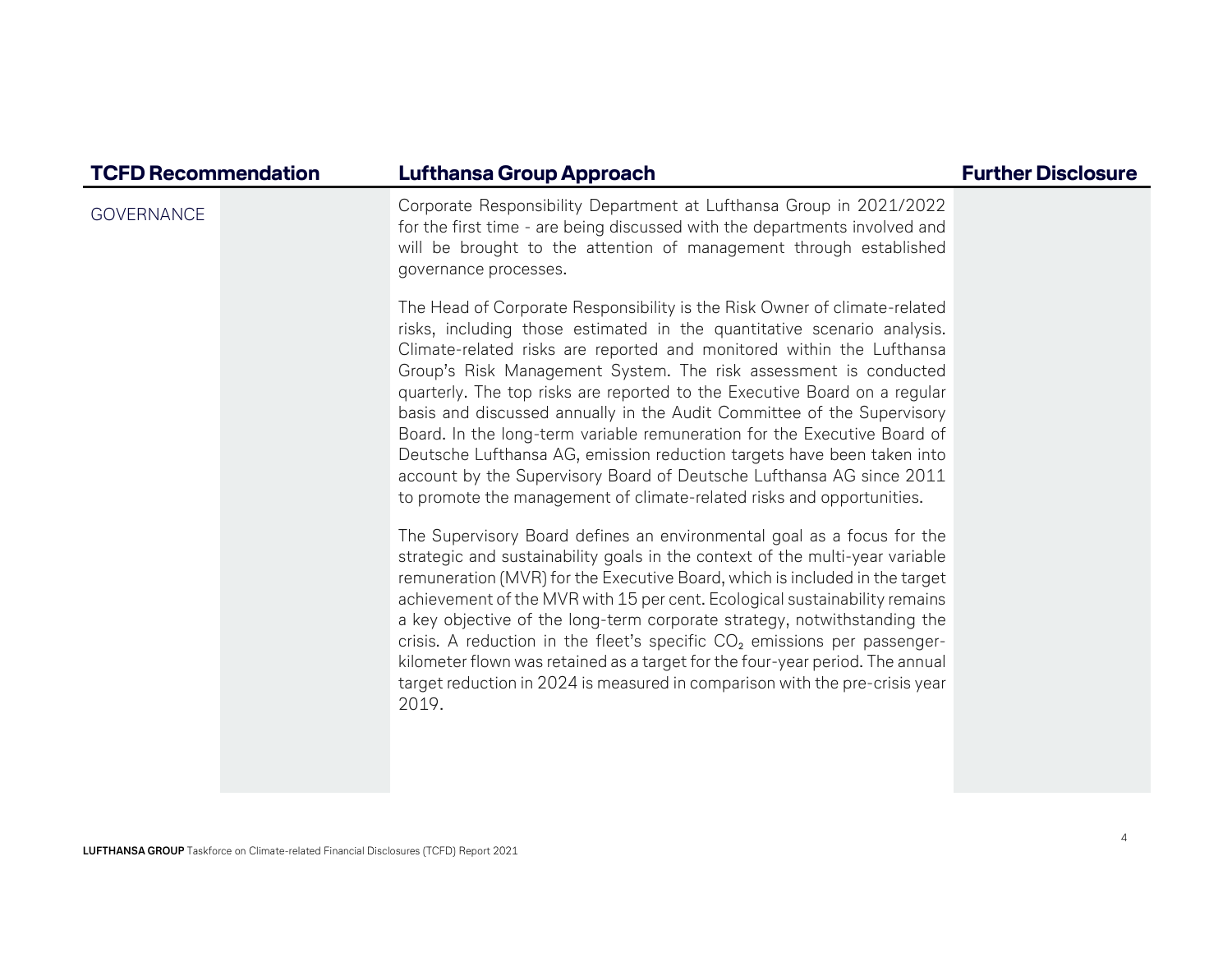| TCFD Recommendation | | Lufthansa Group Approach | Further Disclosure |
|---|---|---|---|
| GOVERNANCE | | Corporate Responsibility Department at Lufthansa Group in 2021/2022 for the first time - are being discussed with the departments involved and will be brought to the attention of management through established governance processes.<br><br>The Head of Corporate Responsibility is the Risk Owner of climate-related risks, including those estimated in the quantitative scenario analysis. Climate-related risks are reported and monitored within the Lufthansa Group's Risk Management System. The risk assessment is conducted quarterly. The top risks are reported to the Executive Board on a regular basis and discussed annually in the Audit Committee of the Supervisory Board. In the long-term variable remuneration for the Executive Board of Deutsche Lufthansa AG, emission reduction targets have been taken into account by the Supervisory Board of Deutsche Lufthansa AG since 2011 to promote the management of climate-related risks and opportunities.<br><br>The Supervisory Board defines an environmental goal as a focus for the strategic and sustainability goals in the context of the multi-year variable remuneration (MVR) for the Executive Board, which is included in the target achievement of the MVR with 15 per cent. Ecological sustainability remains a key objective of the long-term corporate strategy, notwithstanding the crisis. A reduction in the fleet's specific $CO_2$ emissions per passenger-kilometer flown was retained as a target for the four-year period. The annual target reduction in 2024 is measured in comparison with the pre-crisis year 2019. | |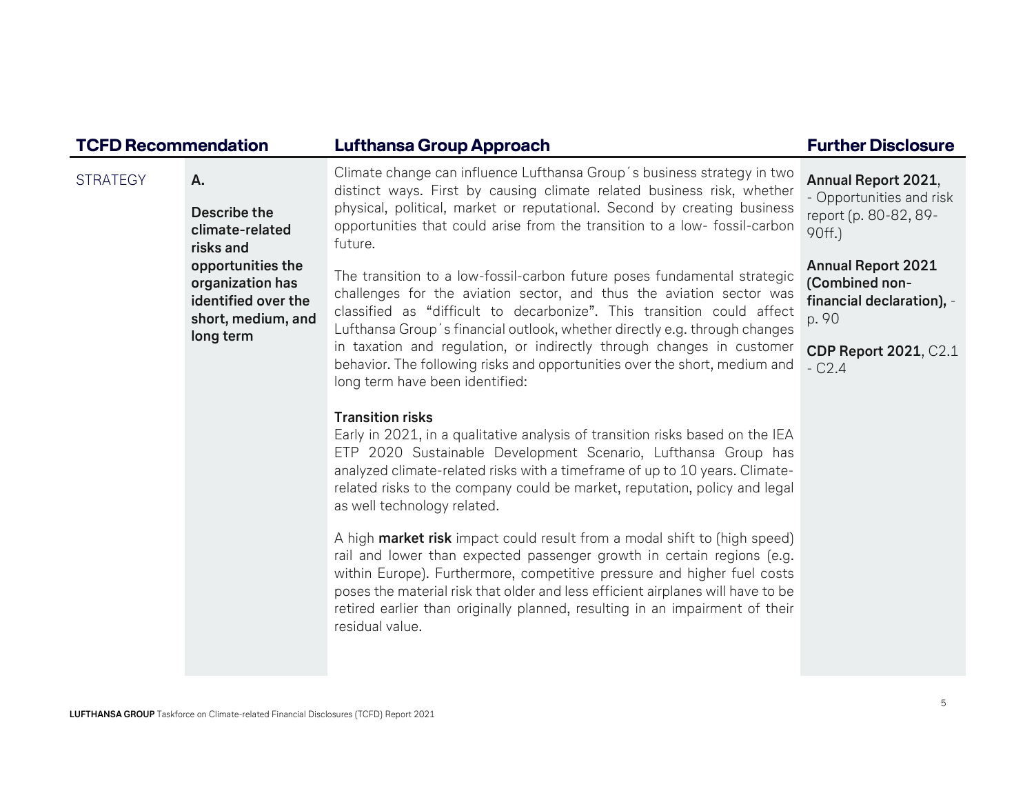| TCFD Recommendation | | Lufthansa Group Approach | Further Disclosure |
|---|---|---|---|
| STRATEGY | **A.** **Describe the climate-related risks and opportunities the organization has identified over the short, medium, and long term** | Climate change can influence Lufthansa Group´s business strategy in two distinct ways. First by causing climate related business risk, whether physical, political, market or reputational. Second by creating business opportunities that could arise from the transition to a low- fossil-carbon future.<br><br>The transition to a low-fossil-carbon future poses fundamental strategic challenges for the aviation sector, and thus the aviation sector was classified as "difficult to decarbonize". This transition could affect Lufthansa Group´s financial outlook, whether directly e.g. through changes in taxation and regulation, or indirectly through changes in customer behavior. The following risks and opportunities over the short, medium and long term have been identified:<br><br>**Transition risks**<br>Early in 2021, in a qualitative analysis of transition risks based on the IEA ETP 2020 Sustainable Development Scenario, Lufthansa Group has analyzed climate-related risks with a timeframe of up to 10 years. Climate-related risks to the company could be market, reputation, policy and legal as well technology related.<br><br>A high **market risk** impact could result from a modal shift to (high speed) rail and lower than expected passenger growth in certain regions (e.g. within Europe). Furthermore, competitive pressure and higher fuel costs poses the material risk that older and less efficient airplanes will have to be retired earlier than originally planned, resulting in an impairment of their residual value. | **Annual Report 2021**, - Opportunities and risk report (p. 80-82, 89-90ff.)<br><br>**Annual Report 2021 (Combined non-financial declaration),** - p. 90<br><br>**CDP Report 2021**, C2.1 - C2.4 |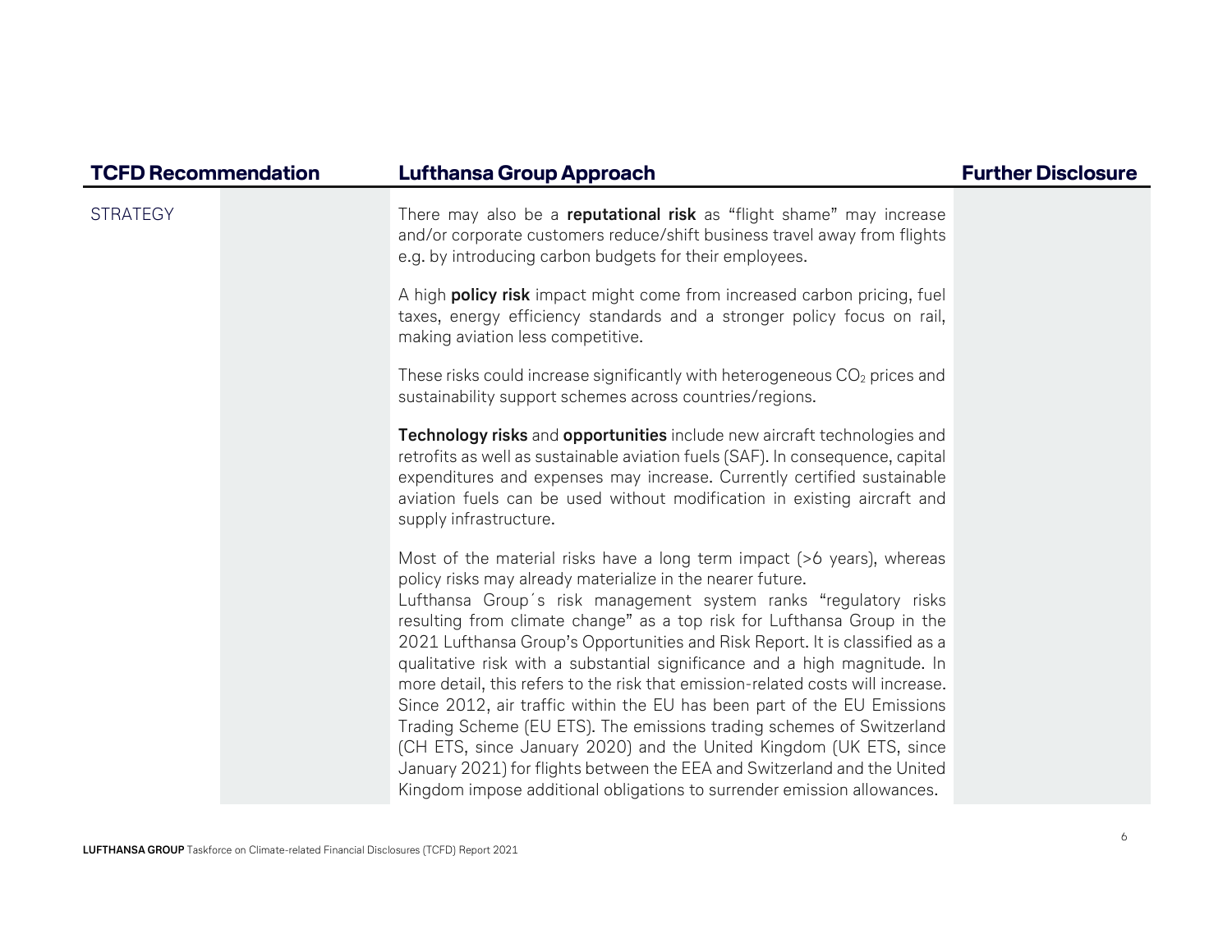| TCFD Recommendation | | Lufthansa Group Approach | Further Disclosure |
|---|---|---|---|
| STRATEGY | | There may also be a **reputational risk** as "flight shame" may increase and/or corporate customers reduce/shift business travel away from flights e.g. by introducing carbon budgets for their employees.<br><br>A high **policy risk** impact might come from increased carbon pricing, fuel taxes, energy efficiency standards and a stronger policy focus on rail, making aviation less competitive.<br><br>These risks could increase significantly with heterogeneous $CO_2$ prices and sustainability support schemes across countries/regions.<br><br>**Technology risks** and **opportunities** include new aircraft technologies and retrofits as well as sustainable aviation fuels (SAF). In consequence, capital expenditures and expenses may increase. Currently certified sustainable aviation fuels can be used without modification in existing aircraft and supply infrastructure.<br><br>Most of the material risks have a long term impact (>6 years), whereas policy risks may already materialize in the nearer future.<br>Lufthansa Group´s risk management system ranks "regulatory risks resulting from climate change" as a top risk for Lufthansa Group in the 2021 Lufthansa Group's Opportunities and Risk Report. It is classified as a qualitative risk with a substantial significance and a high magnitude. In more detail, this refers to the risk that emission-related costs will increase. Since 2012, air traffic within the EU has been part of the EU Emissions Trading Scheme (EU ETS). The emissions trading schemes of Switzerland (CH ETS, since January 2020) and the United Kingdom (UK ETS, since January 2021) for flights between the EEA and Switzerland and the United Kingdom impose additional obligations to surrender emission allowances. | |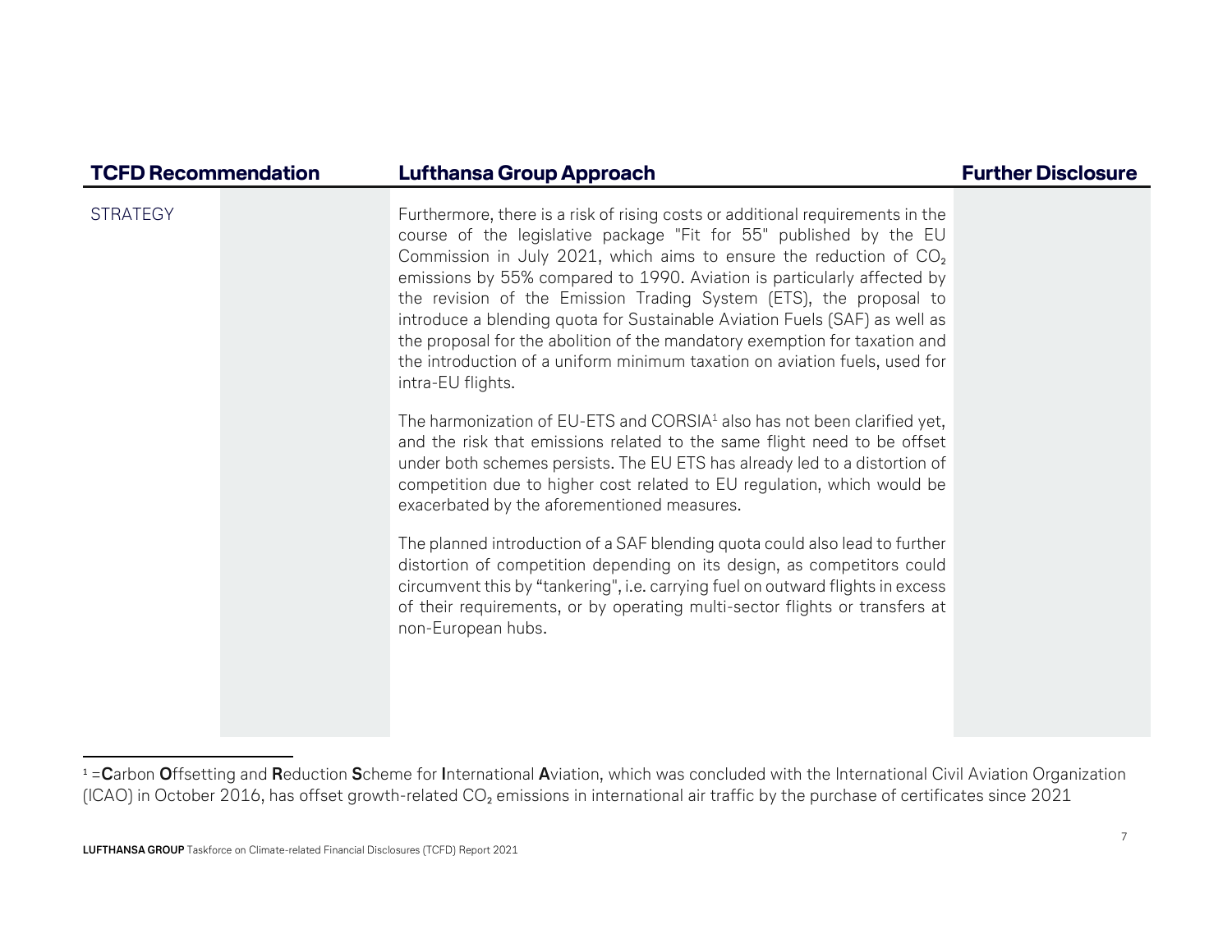| TCFD Recommendation | | Lufthansa Group Approach | Further Disclosure |
| --- | --- | --- | --- |
| STRATEGY | | Furthermore, there is a risk of rising costs or additional requirements in the course of the legislative package "Fit for 55" published by the EU Commission in July 2021, which aims to ensure the reduction of $CO_2$ emissions by 55% compared to 1990. Aviation is particularly affected by the revision of the Emission Trading System (ETS), the proposal to introduce a blending quota for Sustainable Aviation Fuels (SAF) as well as the proposal for the abolition of the mandatory exemption for taxation and the introduction of a uniform minimum taxation on aviation fuels, used for intra-EU flights.<br><br>The harmonization of EU-ETS and CORSIA[1] also has not been clarified yet, and the risk that emissions related to the same flight need to be offset under both schemes persists. The EU ETS has already led to a distortion of competition due to higher cost related to EU regulation, which would be exacerbated by the aforementioned measures.<br><br>The planned introduction of a SAF blending quota could also lead to further distortion of competition depending on its design, as competitors could circumvent this by "tankering", i.e. carrying fuel on outward flights in excess of their requirements, or by operating multi-sector flights or transfers at non-European hubs. | |

[1] =**C**arbon **O**ffsetting and **R**eduction **S**cheme for **I**nternational **A**viation, which was concluded with the International Civil Aviation Organization (ICAO) in October 2016, has offset growth-related $CO_2$ emissions in international air traffic by the purchase of certificates since 2021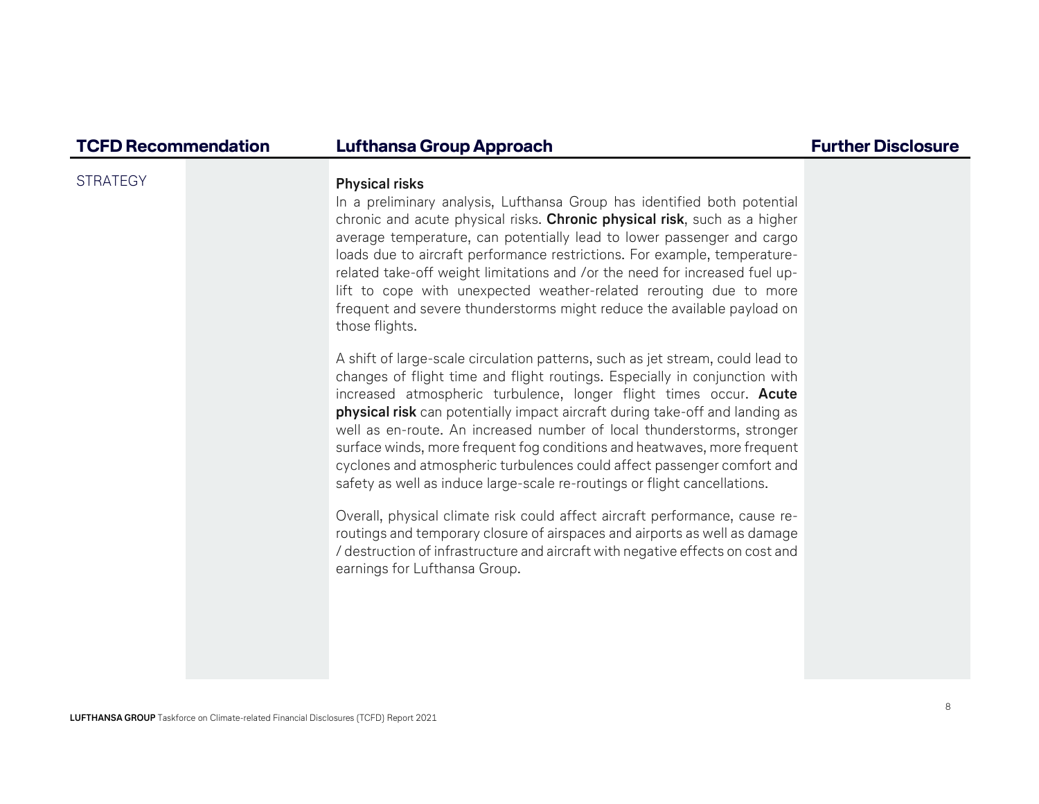| TCFD Recommendation | Lufthansa Group Approach | Further Disclosure |
|---|---|---|
| STRATEGY | **Physical risks**<br>In a preliminary analysis, Lufthansa Group has identified both potential chronic and acute physical risks. **Chronic physical risk**, such as a higher average temperature, can potentially lead to lower passenger and cargo loads due to aircraft performance restrictions. For example, temperature-related take-off weight limitations and /or the need for increased fuel up-lift to cope with unexpected weather-related rerouting due to more frequent and severe thunderstorms might reduce the available payload on those flights.<br><br>A shift of large-scale circulation patterns, such as jet stream, could lead to changes of flight time and flight routings. Especially in conjunction with increased atmospheric turbulence, longer flight times occur. **Acute physical risk** can potentially impact aircraft during take-off and landing as well as en-route. An increased number of local thunderstorms, stronger surface winds, more frequent fog conditions and heatwaves, more frequent cyclones and atmospheric turbulences could affect passenger comfort and safety as well as induce large-scale re-routings or flight cancellations.<br><br>Overall, physical climate risk could affect aircraft performance, cause re-routings and temporary closure of airspaces and airports as well as damage / destruction of infrastructure and aircraft with negative effects on cost and earnings for Lufthansa Group. | |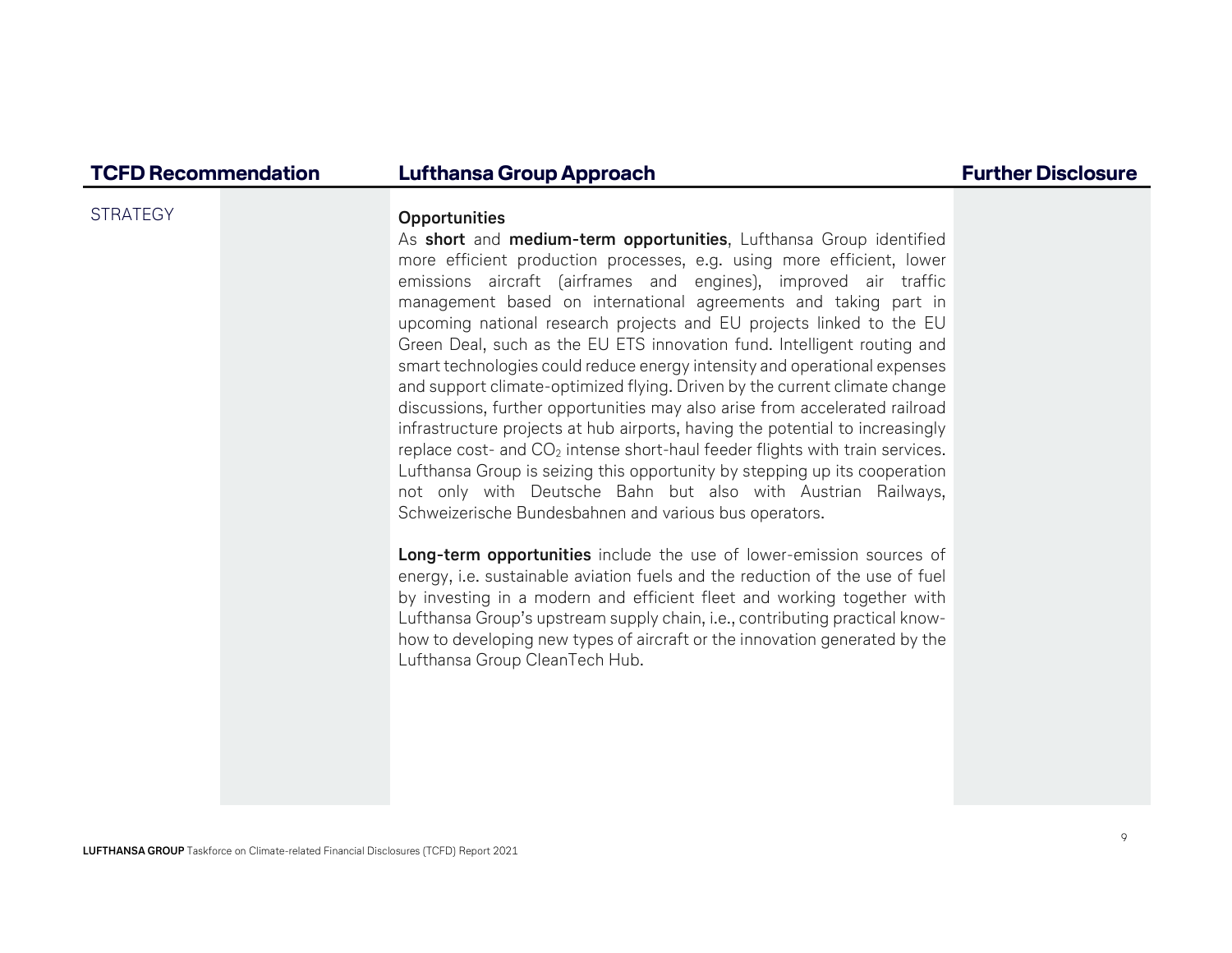| TCFD Recommendation | Lufthansa Group Approach | Further Disclosure |
|---|---|---|
| STRATEGY | **Opportunities**<br>As **short** and **medium-term opportunities**, Lufthansa Group identified more efficient production processes, e.g. using more efficient, lower emissions aircraft (airframes and engines), improved air traffic management based on international agreements and taking part in upcoming national research projects and EU projects linked to the EU Green Deal, such as the EU ETS innovation fund. Intelligent routing and smart technologies could reduce energy intensity and operational expenses and support climate-optimized flying. Driven by the current climate change discussions, further opportunities may also arise from accelerated railroad infrastructure projects at hub airports, having the potential to increasingly replace cost- and $CO_2$ intense short-haul feeder flights with train services. Lufthansa Group is seizing this opportunity by stepping up its cooperation not only with Deutsche Bahn but also with Austrian Railways, Schweizerische Bundesbahnen and various bus operators.<br><br>**Long-term opportunities** include the use of lower-emission sources of energy, i.e. sustainable aviation fuels and the reduction of the use of fuel by investing in a modern and efficient fleet and working together with Lufthansa Group's upstream supply chain, i.e., contributing practical know-how to developing new types of aircraft or the innovation generated by the Lufthansa Group CleanTech Hub. | |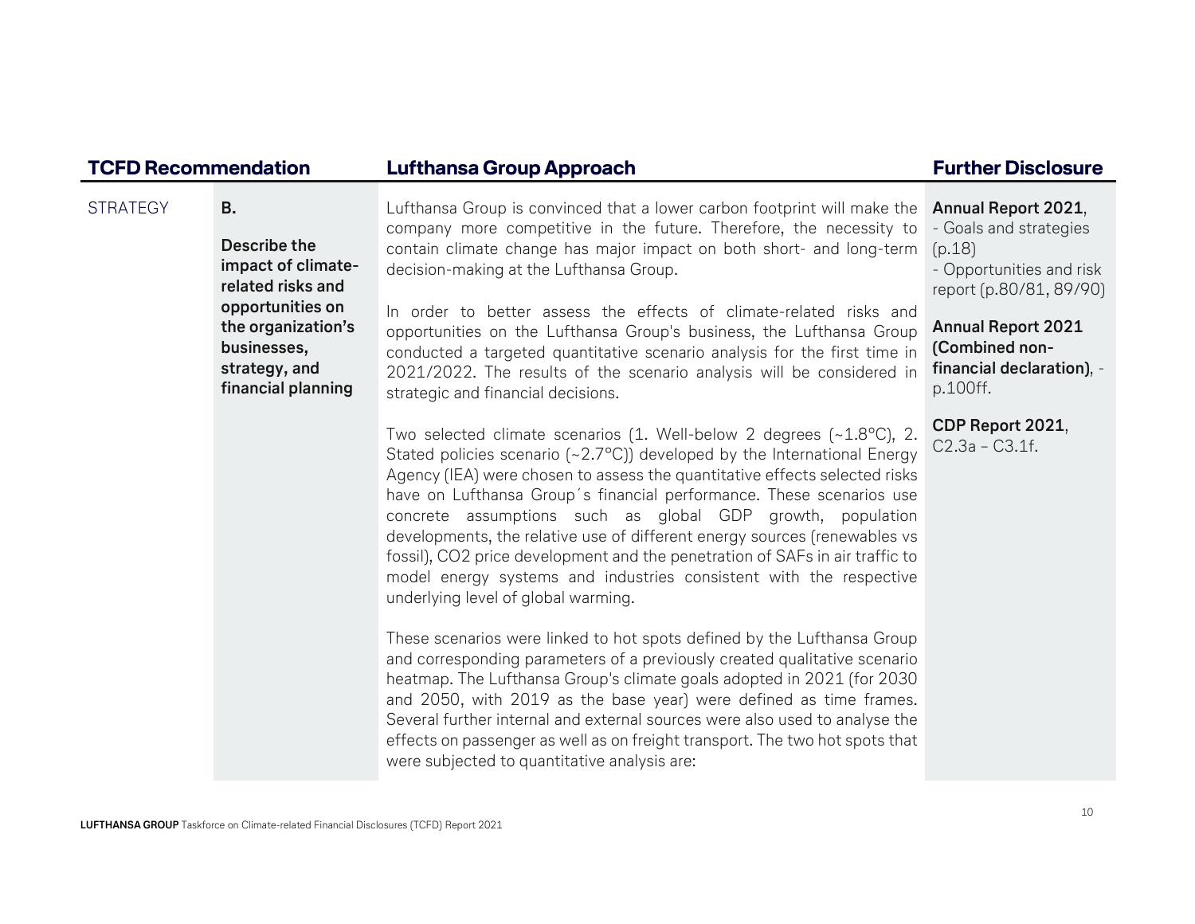| TCFD Recommendation | | Lufthansa Group Approach | Further Disclosure |
|---|---|---|---|
| STRATEGY | **B.**<br><br>**Describe the impact of climate-related risks and opportunities on the organization's businesses, strategy, and financial planning** | Lufthansa Group is convinced that a lower carbon footprint will make the company more competitive in the future. Therefore, the necessity to contain climate change has major impact on both short- and long-term decision-making at the Lufthansa Group.<br><br>In order to better assess the effects of climate-related risks and opportunities on the Lufthansa Group's business, the Lufthansa Group conducted a targeted quantitative scenario analysis for the first time in 2021/2022. The results of the scenario analysis will be considered in strategic and financial decisions.<br><br>Two selected climate scenarios (1. Well-below 2 degrees (~1.8°C), 2. Stated policies scenario (~2.7°C)) developed by the International Energy Agency (IEA) were chosen to assess the quantitative effects selected risks have on Lufthansa Group´s financial performance. These scenarios use concrete assumptions such as global GDP growth, population developments, the relative use of different energy sources (renewables vs fossil), $CO_2$ price development and the penetration of SAFs in air traffic to model energy systems and industries consistent with the respective underlying level of global warming.<br><br>These scenarios were linked to hot spots defined by the Lufthansa Group and corresponding parameters of a previously created qualitative scenario heatmap. The Lufthansa Group's climate goals adopted in 2021 (for 2030 and 2050, with 2019 as the base year) were defined as time frames. Several further internal and external sources were also used to analyse the effects on passenger as well as on freight transport. The two hot spots that were subjected to quantitative analysis are: | **Annual Report 2021**,<br>- Goals and strategies (p.18)<br>- Opportunities and risk report (p.80/81, 89/90)<br><br>**Annual Report 2021 (Combined non-financial declaration)**, - p.100ff.<br><br>**CDP Report 2021**, C2.3a – C3.1f. |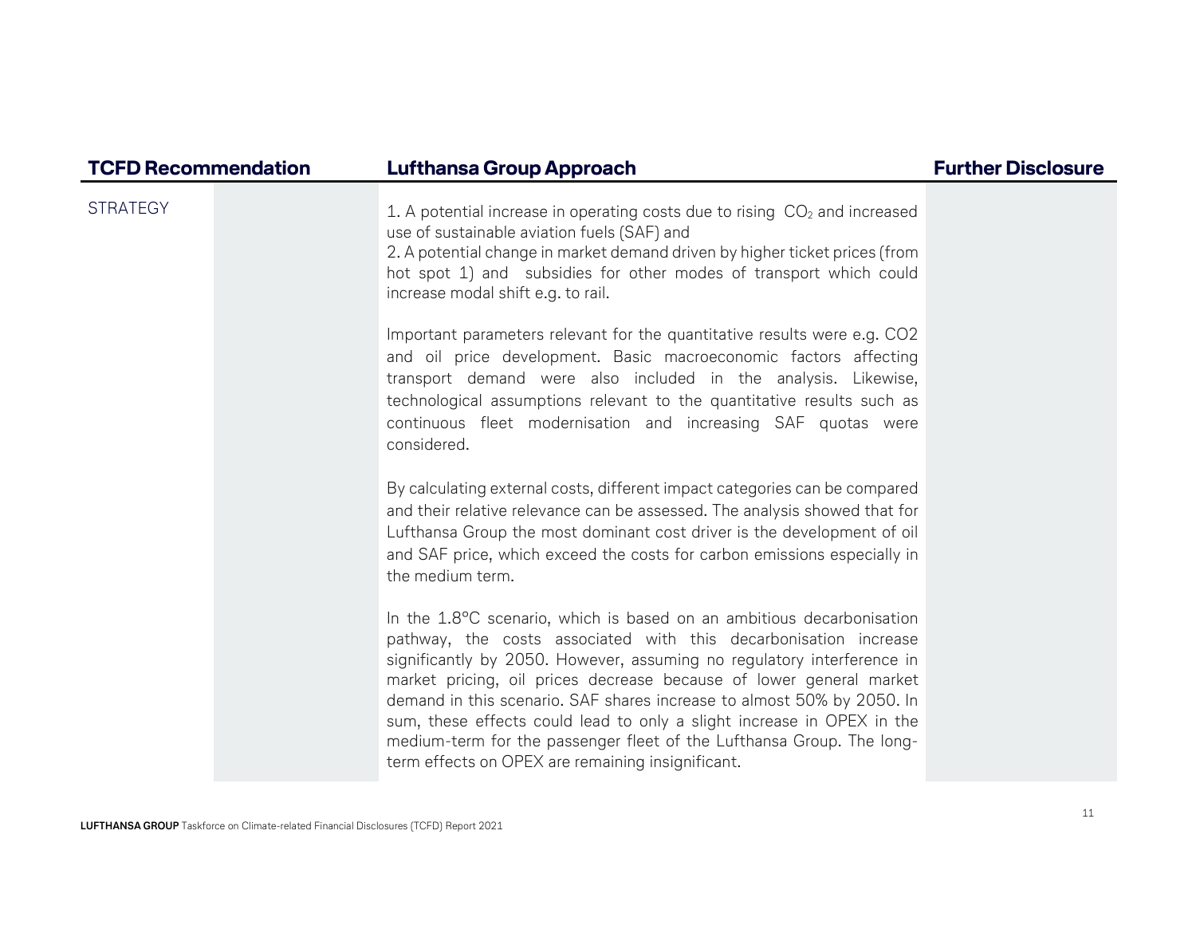| TCFD Recommendation | | Lufthansa Group Approach | Further Disclosure |
|---|---|---|---|
| STRATEGY | | 1. A potential increase in operating costs due to rising $CO_2$ and increased use of sustainable aviation fuels (SAF) and<br>2. A potential change in market demand driven by higher ticket prices (from hot spot 1) and subsidies for other modes of transport which could increase modal shift e.g. to rail.<br><br>Important parameters relevant for the quantitative results were e.g. CO2 and oil price development. Basic macroeconomic factors affecting transport demand were also included in the analysis. Likewise, technological assumptions relevant to the quantitative results such as continuous fleet modernisation and increasing SAF quotas were considered.<br><br>By calculating external costs, different impact categories can be compared and their relative relevance can be assessed. The analysis showed that for Lufthansa Group the most dominant cost driver is the development of oil and SAF price, which exceed the costs for carbon emissions especially in the medium term.<br><br>In the 1.8°C scenario, which is based on an ambitious decarbonisation pathway, the costs associated with this decarbonisation increase significantly by 2050. However, assuming no regulatory interference in market pricing, oil prices decrease because of lower general market demand in this scenario. SAF shares increase to almost 50% by 2050. In sum, these effects could lead to only a slight increase in OPEX in the medium-term for the passenger fleet of the Lufthansa Group. The long-term effects on OPEX are remaining insignificant. | |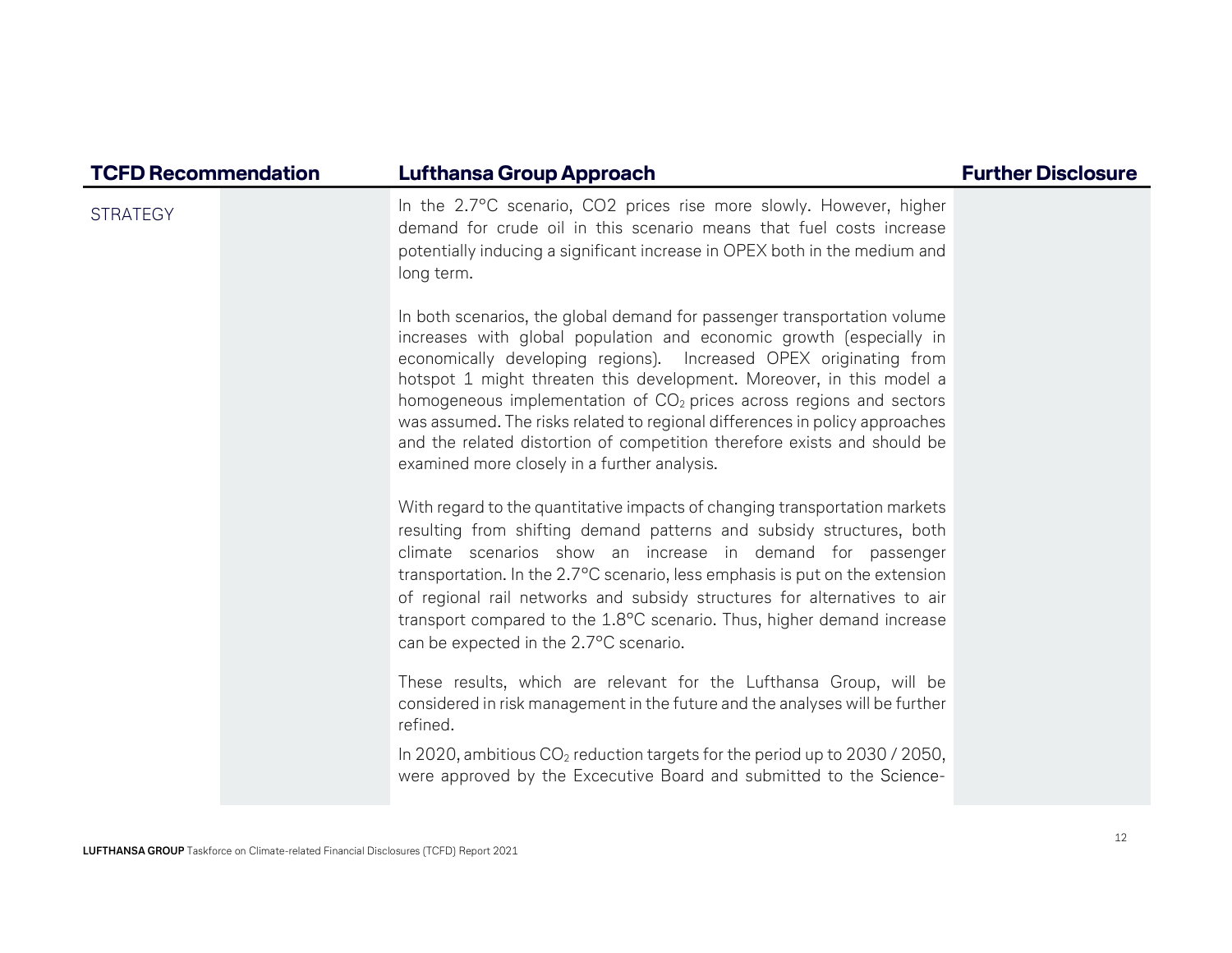| TCFD Recommendation | | Lufthansa Group Approach | Further Disclosure |
|---|---|---|---|
| STRATEGY | | In the 2.7°C scenario, CO2 prices rise more slowly. However, higher demand for crude oil in this scenario means that fuel costs increase potentially inducing a significant increase in OPEX both in the medium and long term.<br><br>In both scenarios, the global demand for passenger transportation volume increases with global population and economic growth (especially in economically developing regions). Increased OPEX originating from hotspot 1 might threaten this development. Moreover, in this model a homogeneous implementation of $CO_2$ prices across regions and sectors was assumed. The risks related to regional differences in policy approaches and the related distortion of competition therefore exists and should be examined more closely in a further analysis.<br><br>With regard to the quantitative impacts of changing transportation markets resulting from shifting demand patterns and subsidy structures, both climate scenarios show an increase in demand for passenger transportation. In the 2.7°C scenario, less emphasis is put on the extension of regional rail networks and subsidy structures for alternatives to air transport compared to the 1.8°C scenario. Thus, higher demand increase can be expected in the 2.7°C scenario.<br><br>These results, which are relevant for the Lufthansa Group, will be considered in risk management in the future and the analyses will be further refined.<br><br>In 2020, ambitious $CO_2$ reduction targets for the period up to 2030 / 2050, were approved by the Excecutive Board and submitted to the Science- | |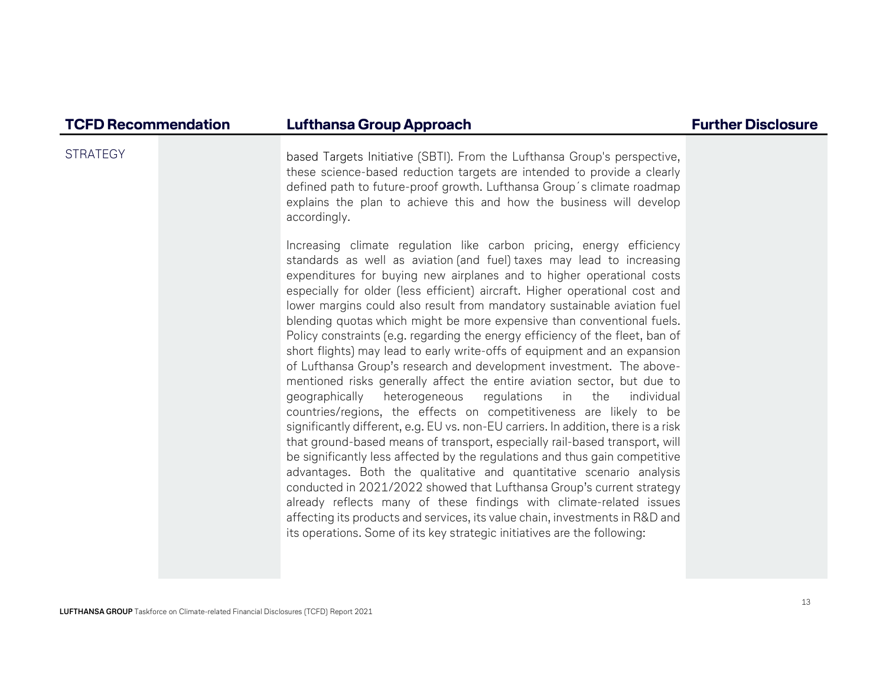| TCFD Recommendation | Lufthansa Group Approach | Further Disclosure |
|---|---|---|
| STRATEGY | based Targets Initiative (SBTI). From the Lufthansa Group's perspective, these science-based reduction targets are intended to provide a clearly defined path to future-proof growth. Lufthansa Group´s climate roadmap explains the plan to achieve this and how the business will develop accordingly.<br><br>Increasing climate regulation like carbon pricing, energy efficiency standards as well as aviation (and fuel) taxes may lead to increasing expenditures for buying new airplanes and to higher operational costs especially for older (less efficient) aircraft. Higher operational cost and lower margins could also result from mandatory sustainable aviation fuel blending quotas which might be more expensive than conventional fuels. Policy constraints (e.g. regarding the energy efficiency of the fleet, ban of short flights) may lead to early write-offs of equipment and an expansion of Lufthansa Group's research and development investment. The above-mentioned risks generally affect the entire aviation sector, but due to geographically heterogeneous regulations in the individual countries/regions, the effects on competitiveness are likely to be significantly different, e.g. EU vs. non-EU carriers. In addition, there is a risk that ground-based means of transport, especially rail-based transport, will be significantly less affected by the regulations and thus gain competitive advantages. Both the qualitative and quantitative scenario analysis conducted in 2021/2022 showed that Lufthansa Group's current strategy already reflects many of these findings with climate-related issues affecting its products and services, its value chain, investments in R&D and its operations. Some of its key strategic initiatives are the following: | |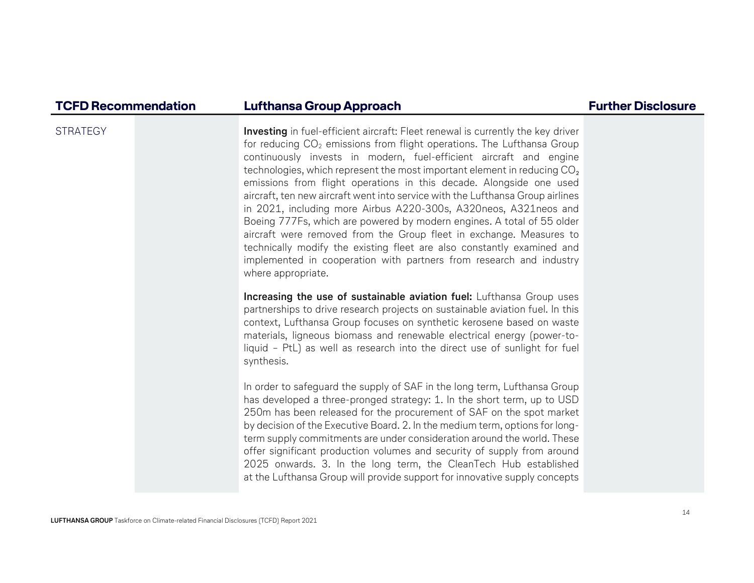| TCFD Recommendation | Lufthansa Group Approach | Further Disclosure |
| --- | --- | --- |
| STRATEGY | **Investing** in fuel-efficient aircraft: Fleet renewal is currently the key driver for reducing $CO_2$ emissions from flight operations. The Lufthansa Group continuously invests in modern, fuel-efficient aircraft and engine technologies, which represent the most important element in reducing $CO_2$ emissions from flight operations in this decade. Alongside one used aircraft, ten new aircraft went into service with the Lufthansa Group airlines in 2021, including more Airbus A220-300s, A320neos, A321neos and Boeing 777Fs, which are powered by modern engines. A total of 55 older aircraft were removed from the Group fleet in exchange. Measures to technically modify the existing fleet are also constantly examined and implemented in cooperation with partners from research and industry where appropriate.<br><br>**Increasing the use of sustainable aviation fuel:** Lufthansa Group uses partnerships to drive research projects on sustainable aviation fuel. In this context, Lufthansa Group focuses on synthetic kerosene based on waste materials, ligneous biomass and renewable electrical energy (power-to-liquid – PtL) as well as research into the direct use of sunlight for fuel synthesis.<br><br>In order to safeguard the supply of SAF in the long term, Lufthansa Group has developed a three-pronged strategy: 1. In the short term, up to USD 250m has been released for the procurement of SAF on the spot market by decision of the Executive Board. 2. In the medium term, options for long-term supply commitments are under consideration around the world. These offer significant production volumes and security of supply from around 2025 onwards. 3. In the long term, the CleanTech Hub established at the Lufthansa Group will provide support for innovative supply concepts | |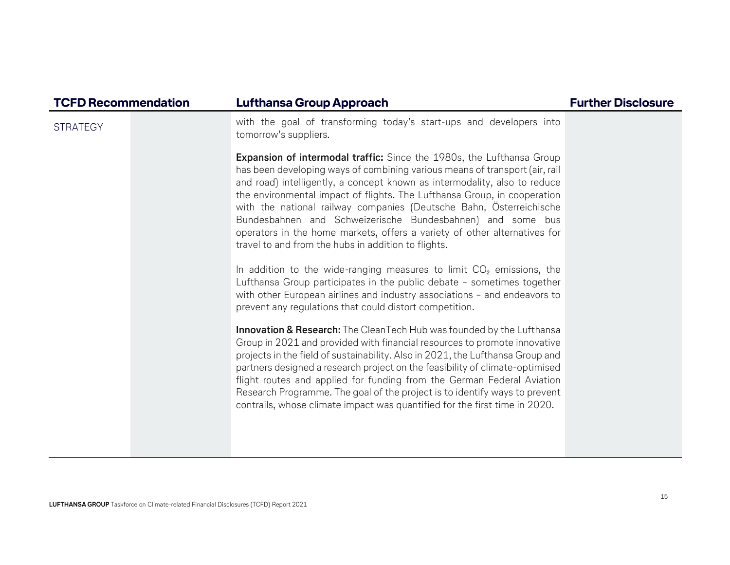| TCFD Recommendation | | Lufthansa Group Approach | Further Disclosure |
|---|---|---|---|
| STRATEGY | | with the goal of transforming today's start-ups and developers into tomorrow's suppliers.<br><br>**Expansion of intermodal traffic:** Since the 1980s, the Lufthansa Group has been developing ways of combining various means of transport (air, rail and road) intelligently, a concept known as intermodality, also to reduce the environmental impact of flights. The Lufthansa Group, in cooperation with the national railway companies (Deutsche Bahn, Österreichische Bundesbahnen and Schweizerische Bundesbahnen) and some bus operators in the home markets, offers a variety of other alternatives for travel to and from the hubs in addition to flights.<br><br>In addition to the wide-ranging measures to limit $CO_2$ emissions, the Lufthansa Group participates in the public debate – sometimes together with other European airlines and industry associations – and endeavors to prevent any regulations that could distort competition.<br><br>**Innovation & Research:** The CleanTech Hub was founded by the Lufthansa Group in 2021 and provided with financial resources to promote innovative projects in the field of sustainability. Also in 2021, the Lufthansa Group and partners designed a research project on the feasibility of climate-optimised flight routes and applied for funding from the German Federal Aviation Research Programme. The goal of the project is to identify ways to prevent contrails, whose climate impact was quantified for the first time in 2020. | |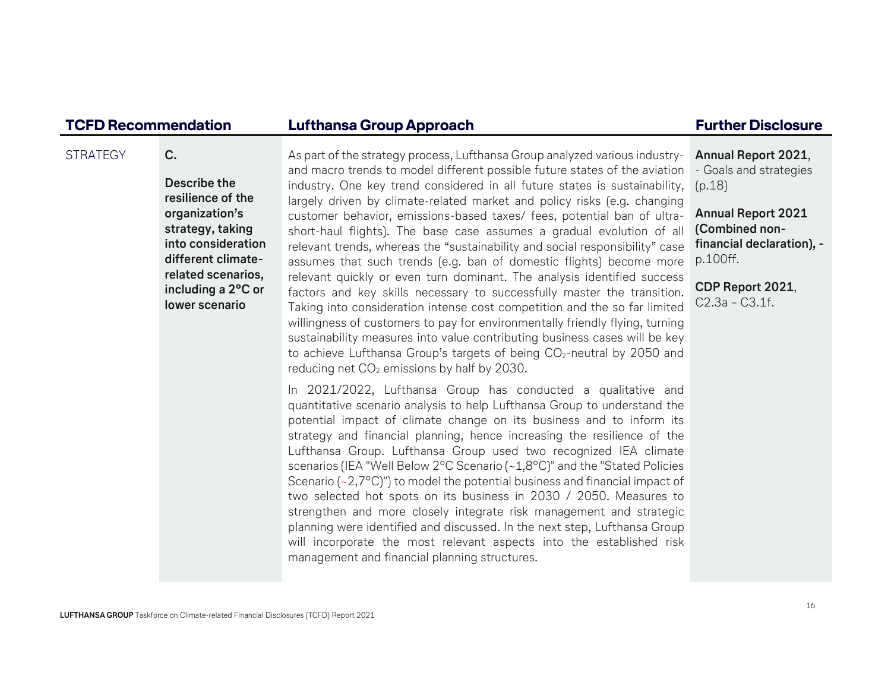| TCFD Recommendation | | Lufthansa Group Approach | Further Disclosure |
|---|---|---|---|
| STRATEGY | **C.**<br><br>**Describe the resilience of the organization's strategy, taking into consideration different climate-related scenarios, including a 2°C or lower scenario** | As part of the strategy process, Lufthansa Group analyzed various industry- and macro trends to model different possible future states of the aviation industry. One key trend considered in all future states is sustainability, largely driven by climate-related market and policy risks (e.g. changing customer behavior, emissions-based taxes/ fees, potential ban of ultra-short-haul flights). The base case assumes a gradual evolution of all relevant trends, whereas the "sustainability and social responsibility" case assumes that such trends (e.g. ban of domestic flights) become more relevant quickly or even turn dominant. The analysis identified success factors and key skills necessary to successfully master the transition. Taking into consideration intense cost competition and the so far limited willingness of customers to pay for environmentally friendly flying, turning sustainability measures into value contributing business cases will be key to achieve Lufthansa Group's targets of being $CO_2$-neutral by 2050 and reducing net $CO_2$ emissions by half by 2030.<br><br>In 2021/2022, Lufthansa Group has conducted a qualitative and quantitative scenario analysis to help Lufthansa Group to understand the potential impact of climate change on its business and to inform its strategy and financial planning, hence increasing the resilience of the Lufthansa Group. Lufthansa Group used two recognized IEA climate scenarios (IEA "Well Below 2°C Scenario (~1,8°C)" and the "Stated Policies Scenario (~2,7°C)") to model the potential business and financial impact of two selected hot spots on its business in 2030 / 2050. Measures to strengthen and more closely integrate risk management and strategic planning were identified and discussed. In the next step, Lufthansa Group will incorporate the most relevant aspects into the established risk management and financial planning structures. | **Annual Report 2021**, - Goals and strategies (p.18)<br><br>**Annual Report 2021 (Combined non-financial declaration), -** p.100ff.<br><br>**CDP Report 2021**, C2.3a – C3.1f. |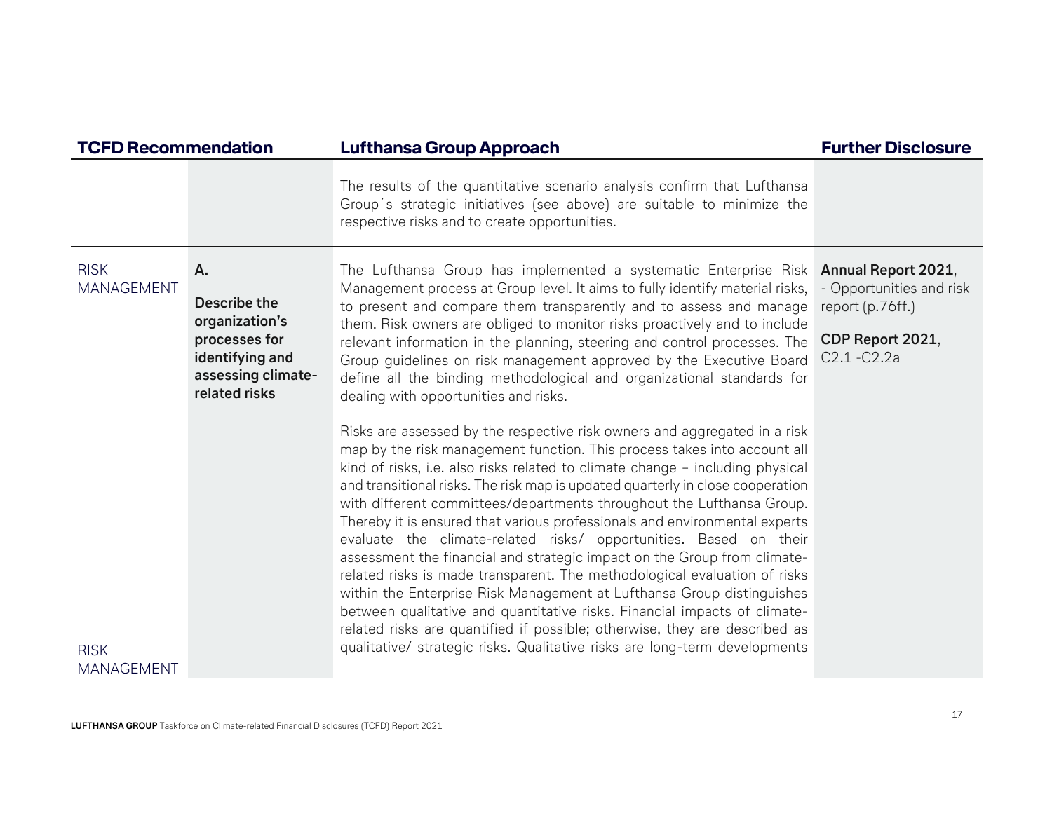| TCFD Recommendation | | Lufthansa Group Approach | Further Disclosure |
|---|---|---|---|
| | | The results of the quantitative scenario analysis confirm that Lufthansa Group´s strategic initiatives (see above) are suitable to minimize the respective risks and to create opportunities. | |
| RISK MANAGEMENT | **A.** **Describe the organization's processes for identifying and assessing climate-related risks** | The Lufthansa Group has implemented a systematic Enterprise Risk Management process at Group level. It aims to fully identify material risks, to present and compare them transparently and to assess and manage them. Risk owners are obliged to monitor risks proactively and to include relevant information in the planning, steering and control processes. The Group guidelines on risk management approved by the Executive Board define all the binding methodological and organizational standards for dealing with opportunities and risks.<br><br>Risks are assessed by the respective risk owners and aggregated in a risk map by the risk management function. This process takes into account all kind of risks, i.e. also risks related to climate change – including physical and transitional risks. The risk map is updated quarterly in close cooperation with different committees/departments throughout the Lufthansa Group. Thereby it is ensured that various professionals and environmental experts evaluate the climate-related risks/ opportunities. Based on their assessment the financial and strategic impact on the Group from climate-related risks is made transparent. The methodological evaluation of risks within the Enterprise Risk Management at Lufthansa Group distinguishes between qualitative and quantitative risks. Financial impacts of climate-related risks are quantified if possible; otherwise, they are described as qualitative/ strategic risks. Qualitative risks are long-term developments | **Annual Report 2021**, - Opportunities and risk report (p.76ff.)<br><br>**CDP Report 2021**, C2.1 -C2.2a |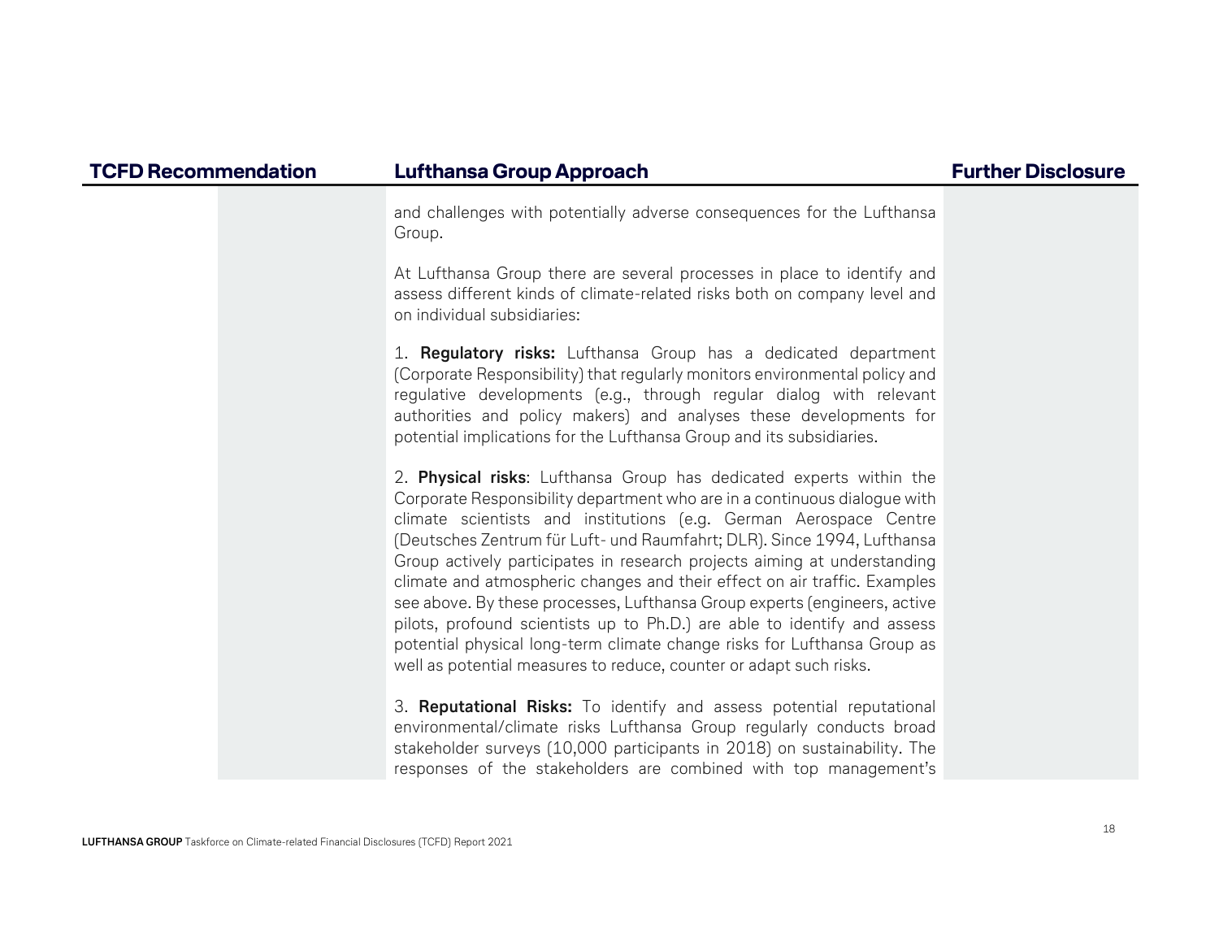| TCFD Recommendation | Lufthansa Group Approach | Further Disclosure |
|---|---|---|
| | and challenges with potentially adverse consequences for the Lufthansa Group.<br><br>At Lufthansa Group there are several processes in place to identify and assess different kinds of climate-related risks both on company level and on individual subsidiaries:<br><br>1. **Regulatory risks:** Lufthansa Group has a dedicated department (Corporate Responsibility) that regularly monitors environmental policy and regulative developments (e.g., through regular dialog with relevant authorities and policy makers) and analyses these developments for potential implications for the Lufthansa Group and its subsidiaries.<br><br>2. **Physical risks**: Lufthansa Group has dedicated experts within the Corporate Responsibility department who are in a continuous dialogue with climate scientists and institutions (e.g. German Aerospace Centre (Deutsches Zentrum für Luft- und Raumfahrt; DLR). Since 1994, Lufthansa Group actively participates in research projects aiming at understanding climate and atmospheric changes and their effect on air traffic. Examples see above. By these processes, Lufthansa Group experts (engineers, active pilots, profound scientists up to Ph.D.) are able to identify and assess potential physical long-term climate change risks for Lufthansa Group as well as potential measures to reduce, counter or adapt such risks.<br><br>3. **Reputational Risks:** To identify and assess potential reputational environmental/climate risks Lufthansa Group regularly conducts broad stakeholder surveys (10,000 participants in 2018) on sustainability. The responses of the stakeholders are combined with top management's | |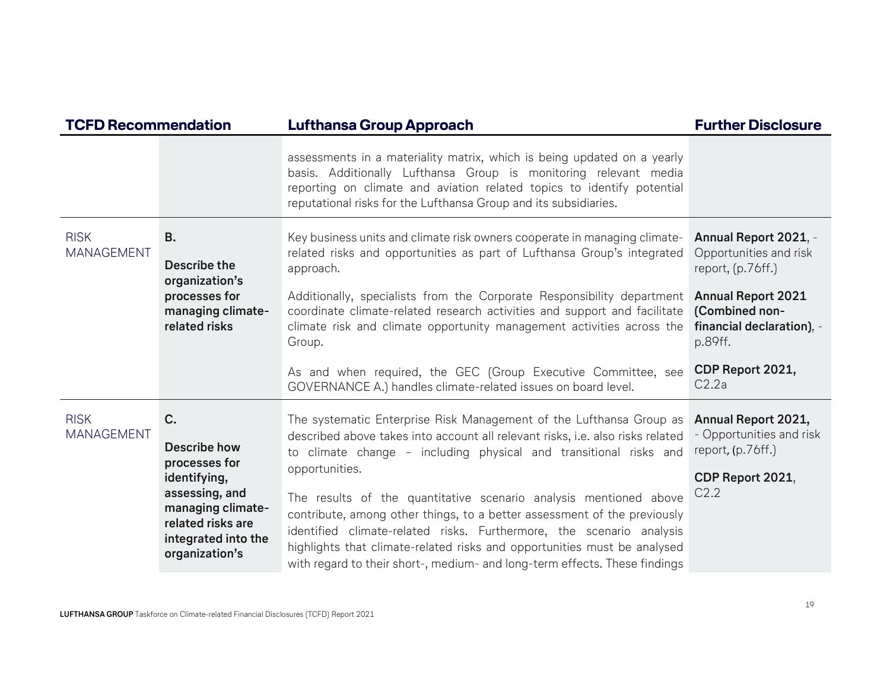| TCFD Recommendation | | Lufthansa Group Approach | Further Disclosure |
|---|---|---|---|
| | | assessments in a materiality matrix, which is being updated on a yearly basis. Additionally Lufthansa Group is monitoring relevant media reporting on climate and aviation related topics to identify potential reputational risks for the Lufthansa Group and its subsidiaries. | |
| RISK MANAGEMENT | **B.** **Describe the organization's processes for managing climate-related risks** | Key business units and climate risk owners cooperate in managing climate-related risks and opportunities as part of Lufthansa Group's integrated approach. Additionally, specialists from the Corporate Responsibility department coordinate climate-related research activities and support and facilitate climate risk and climate opportunity management activities across the Group. As and when required, the GEC (Group Executive Committee, see GOVERNANCE A.) handles climate-related issues on board level. | **Annual Report 2021**, - Opportunities and risk report, (p.76ff.) **Annual Report 2021 (Combined non-financial declaration)**, - p.89ff. **CDP Report 2021,** C2.2a |
| RISK MANAGEMENT | **C.** **Describe how processes for identifying, assessing, and managing climate-related risks are integrated into the organization's** | The systematic Enterprise Risk Management of the Lufthansa Group as described above takes into account all relevant risks, i.e. also risks related to climate change – including physical and transitional risks and opportunities. The results of the quantitative scenario analysis mentioned above contribute, among other things, to a better assessment of the previously identified climate-related risks. Furthermore, the scenario analysis highlights that climate-related risks and opportunities must be analysed with regard to their short-, medium- and long-term effects. These findings | **Annual Report 2021,** - Opportunities and risk report, (p.76ff.) **CDP Report 2021**, C2.2 |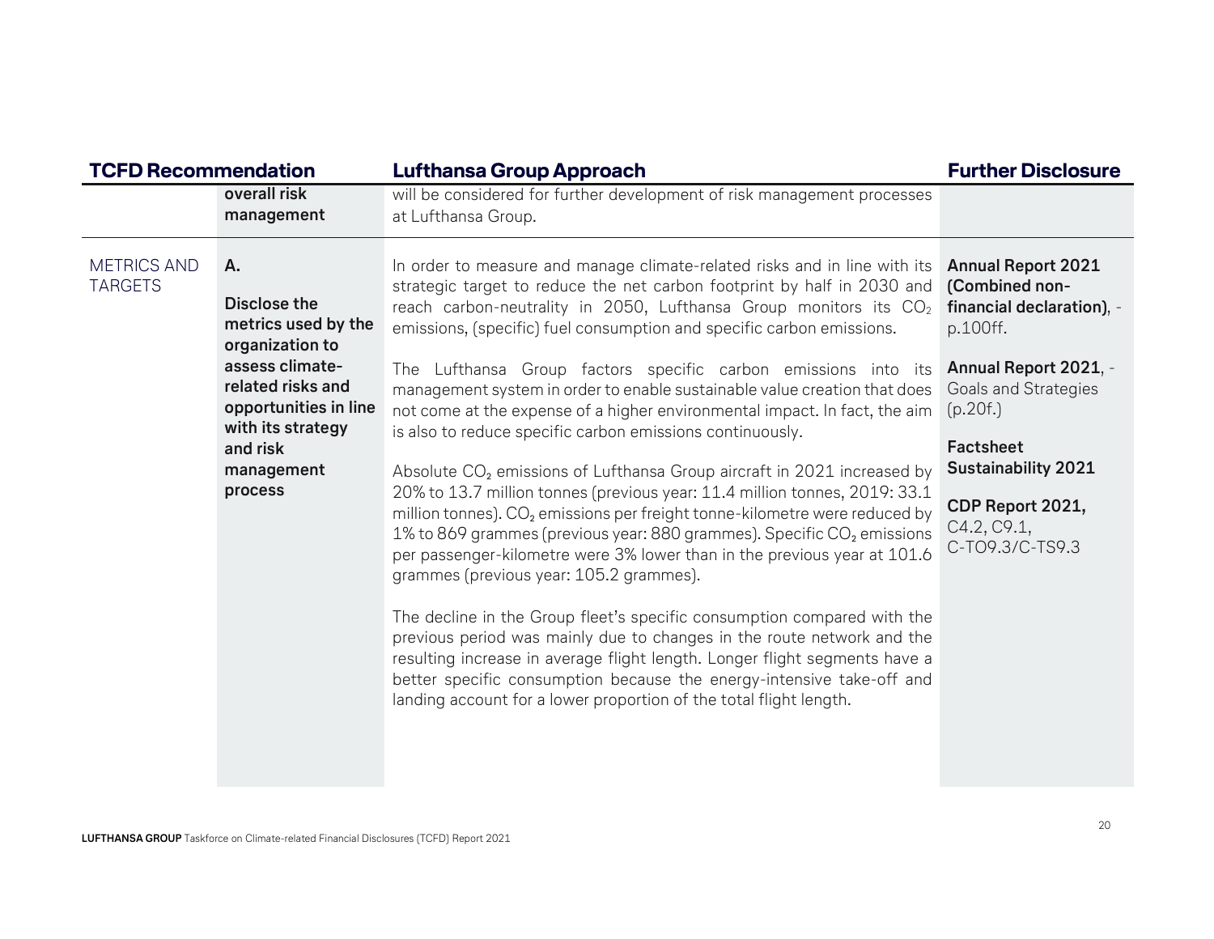| TCFD Recommendation | | Lufthansa Group Approach | Further Disclosure |
|---|---|---|---|
| | **overall risk management** | will be considered for further development of risk management processes at Lufthansa Group. | |
| METRICS AND TARGETS | **A.**<br><br>**Disclose the metrics used by the organization to assess climate-related risks and opportunities in line with its strategy and risk management process** | In order to measure and manage climate-related risks and in line with its strategic target to reduce the net carbon footprint by half in 2030 and reach carbon-neutrality in 2050, Lufthansa Group monitors its $CO_2$ emissions, (specific) fuel consumption and specific carbon emissions.<br><br>The Lufthansa Group factors specific carbon emissions into its management system in order to enable sustainable value creation that does not come at the expense of a higher environmental impact. In fact, the aim is also to reduce specific carbon emissions continuously.<br><br>Absolute $CO_2$ emissions of Lufthansa Group aircraft in 2021 increased by 20% to 13.7 million tonnes (previous year: 11.4 million tonnes, 2019: 33.1 million tonnes). $CO_2$ emissions per freight tonne-kilometre were reduced by 1% to 869 grammes (previous year: 880 grammes). Specific $CO_2$ emissions per passenger-kilometre were 3% lower than in the previous year at 101.6 grammes (previous year: 105.2 grammes).<br><br>The decline in the Group fleet's specific consumption compared with the previous period was mainly due to changes in the route network and the resulting increase in average flight length. Longer flight segments have a better specific consumption because the energy-intensive take-off and landing account for a lower proportion of the total flight length. | **Annual Report 2021 (Combined non-financial declaration)**, - p.100ff.<br><br>**Annual Report 2021**, - Goals and Strategies (p.20f.)<br><br>**Factsheet Sustainability 2021**<br><br>**CDP Report 2021**, C4.2, C9.1, C-TO9.3/C-TS9.3 |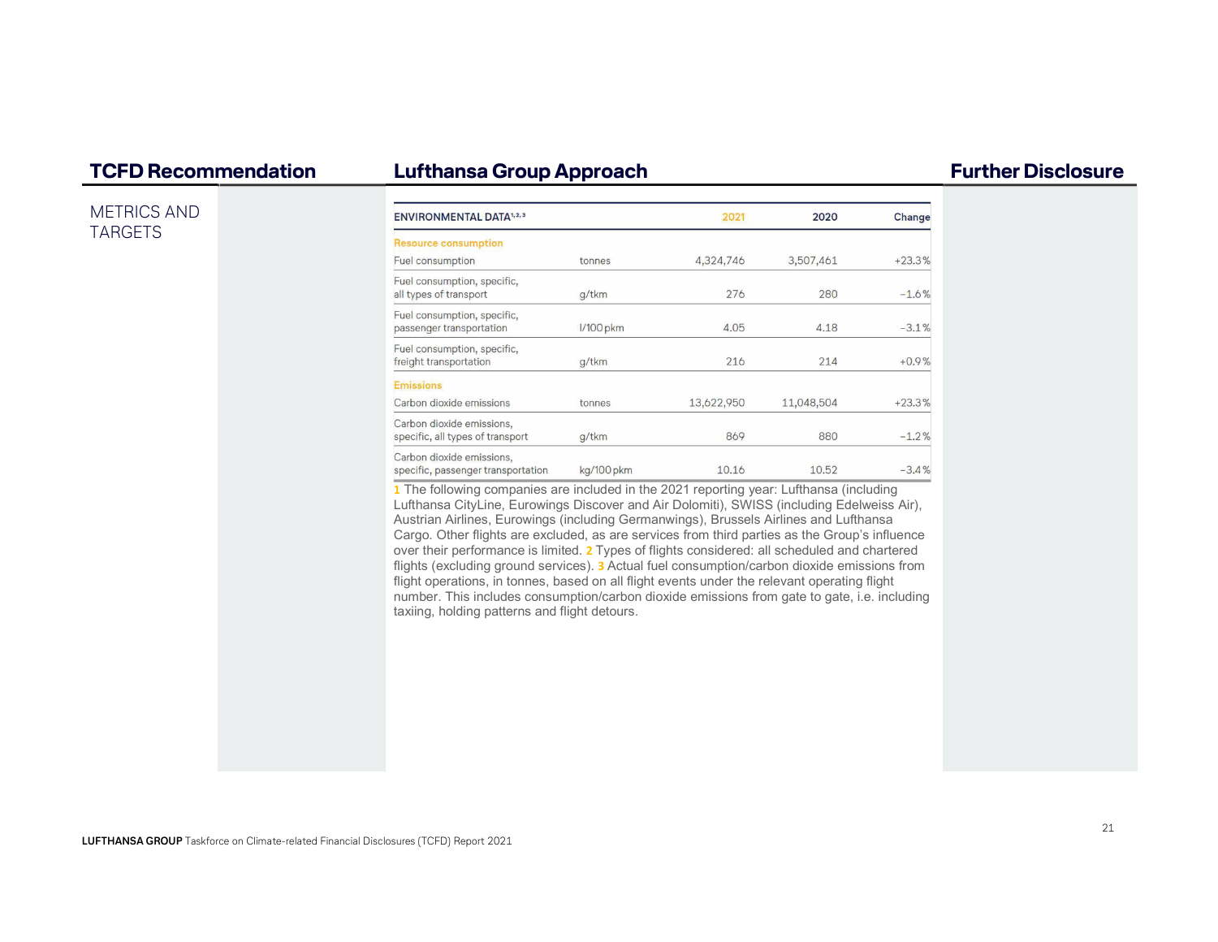| TCFD Recommendation | Lufthansa Group Approach | Further Disclosure |
|---|---|---|

METRICS AND TARGETS

| ENVIRONMENTAL DATA[1,2,3] | | 2021 | 2020 | Change |
|---|---|---|---|---|
| **Resource consumption** | | | | |
| Fuel consumption | tonnes | 4,324,746 | 3,507,461 | +23.3% |
| Fuel consumption, specific, all types of transport | g/tkm | 276 | 280 | −1.6% |
| Fuel consumption, specific, passenger transportation | l/100 pkm | 4.05 | 4.18 | −3.1% |
| Fuel consumption, specific, freight transportation | g/tkm | 216 | 214 | +0.9% |
| **Emissions** | | | | |
| Carbon dioxide emissions | tonnes | 13,622,950 | 11,048,504 | +23.3% |
| Carbon dioxide emissions, specific, all types of transport | g/tkm | 869 | 880 | −1.2% |
| Carbon dioxide emissions, specific, passenger transportation | kg/100 pkm | 10.16 | 10.52 | −3.4% |

1 The following companies are included in the 2021 reporting year: Lufthansa (including Lufthansa CityLine, Eurowings Discover and Air Dolomiti), SWISS (including Edelweiss Air), Austrian Airlines, Eurowings (including Germanwings), Brussels Airlines and Lufthansa Cargo. Other flights are excluded, as are services from third parties as the Group's influence over their performance is limited. 2 Types of flights considered: all scheduled and chartered flights (excluding ground services). 3 Actual fuel consumption/carbon dioxide emissions from flight operations, in tonnes, based on all flight events under the relevant operating flight number. This includes consumption/carbon dioxide emissions from gate to gate, i.e. including taxiing, holding patterns and flight detours.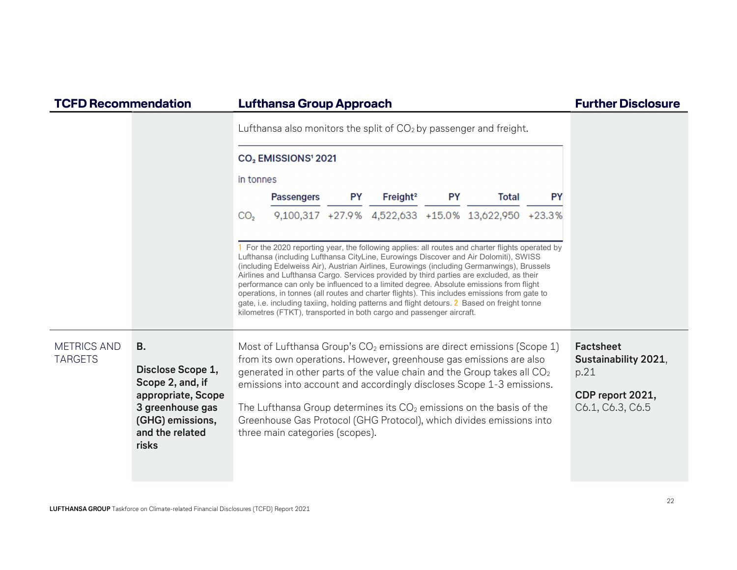| TCFD Recommendation | | Lufthansa Group Approach | Further Disclosure |
|---|---|---|---|
| | | Lufthansa also monitors the split of $CO_2$ by passenger and freight. | |

**$CO_2$ EMISSIONS[1] 2021**

in tonnes

| | Passengers | PY | Freight[2] | PY | Total | PY |
|---|---|---|---|---|---|---|
| $CO_2$ | 9,100,317 | +27.9 % | 4,522,633 | +15.0 % | 13,622,950 | +23.3 % |

1 For the 2020 reporting year, the following applies: all routes and charter flights operated by Lufthansa (including Lufthansa CityLine, Eurowings Discover and Air Dolomiti), SWISS (including Edelweiss Air), Austrian Airlines, Eurowings (including Germanwings), Brussels Airlines and Lufthansa Cargo. Services provided by third parties are excluded, as their performance can only be influenced to a limited degree. Absolute emissions from flight operations, in tonnes (all routes and charter flights). This includes emissions from gate to gate, i.e. including taxiing, holding patterns and flight detours. 2 Based on freight tonne kilometres (FTKT), transported in both cargo and passenger aircraft.

| TCFD Recommendation | | Lufthansa Group Approach | Further Disclosure |
|---|---|---|---|
| METRICS AND TARGETS | **B.** **Disclose Scope 1, Scope 2, and, if appropriate, Scope 3 greenhouse gas (GHG) emissions, and the related risks** | Most of Lufthansa Group's $CO_2$ emissions are direct emissions (Scope 1) from its own operations. However, greenhouse gas emissions are also generated in other parts of the value chain and the Group takes all $CO_2$ emissions into account and accordingly discloses Scope 1-3 emissions. The Lufthansa Group determines its $CO_2$ emissions on the basis of the Greenhouse Gas Protocol (GHG Protocol), which divides emissions into three main categories (scopes). | **Factsheet Sustainability 2021**, p.21 **CDP report 2021,** C6.1, C6.3, C6.5 |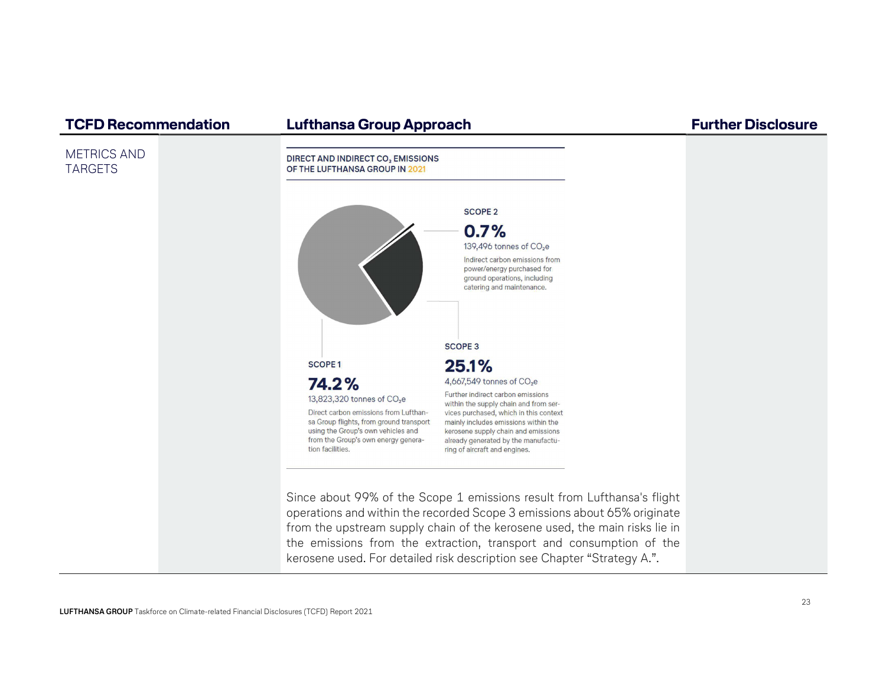| TCFD Recommendation | Lufthansa Group Approach | Further Disclosure |
| --- | --- | --- |
| METRICS AND TARGETS | | |

**DIRECT AND INDIRECT $CO_2$ EMISSIONS OF THE LUFTHANSA GROUP IN 2021**

**SCOPE 2**

**0.7%**

139,496 tonnes of $CO_2e$

Indirect carbon emissions from power/energy purchased for ground operations, including catering and maintenance.

**SCOPE 1**

**74.2%**

13,823,320 tonnes of $CO_2e$

Direct carbon emissions from Lufthansa Group flights, from ground transport using the Group's own vehicles and from the Group's own energy generation facilities.

**SCOPE 3**

**25.1%**

4,667,549 tonnes of $CO_2e$

Further indirect carbon emissions within the supply chain and from services purchased, which in this context mainly includes emissions within the kerosene supply chain and emissions already generated by the manufacturing of aircraft and engines.

Since about 99% of the Scope 1 emissions result from Lufthansa's flight operations and within the recorded Scope 3 emissions about 65% originate from the upstream supply chain of the kerosene used, the main risks lie in the emissions from the extraction, transport and consumption of the kerosene used. For detailed risk description see Chapter "Strategy A.".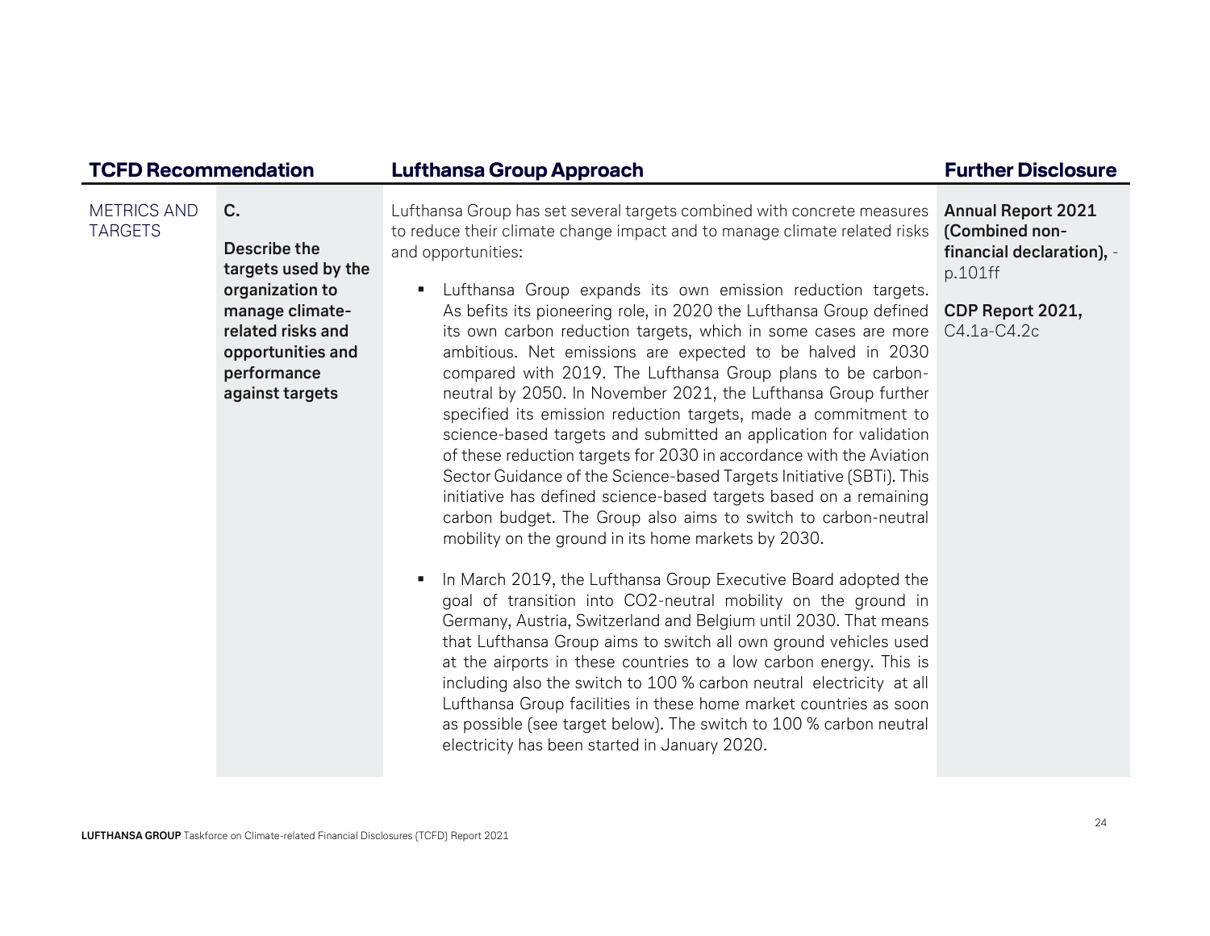| TCFD Recommendation | | Lufthansa Group Approach | Further Disclosure |
|---|---|---|---|
| METRICS AND TARGETS | **C.**<br><br>**Describe the targets used by the organization to manage climate-related risks and opportunities and performance against targets** | Lufthansa Group has set several targets combined with concrete measures to reduce their climate change impact and to manage climate related risks and opportunities:<br><br>▪ Lufthansa Group expands its own emission reduction targets. As befits its pioneering role, in 2020 the Lufthansa Group defined its own carbon reduction targets, which in some cases are more ambitious. Net emissions are expected to be halved in 2030 compared with 2019. The Lufthansa Group plans to be carbon-neutral by 2050. In November 2021, the Lufthansa Group further specified its emission reduction targets, made a commitment to science-based targets and submitted an application for validation of these reduction targets for 2030 in accordance with the Aviation Sector Guidance of the Science-based Targets Initiative (SBTi). This initiative has defined science-based targets based on a remaining carbon budget. The Group also aims to switch to carbon-neutral mobility on the ground in its home markets by 2030.<br><br>▪ In March 2019, the Lufthansa Group Executive Board adopted the goal of transition into CO2-neutral mobility on the ground in Germany, Austria, Switzerland and Belgium until 2030. That means that Lufthansa Group aims to switch all own ground vehicles used at the airports in these countries to a low carbon energy. This is including also the switch to 100 % carbon neutral electricity at all Lufthansa Group facilities in these home market countries as soon as possible (see target below). The switch to 100 % carbon neutral electricity has been started in January 2020. | **Annual Report 2021 (Combined non-financial declaration),** - p.101ff<br><br>**CDP Report 2021,** C4.1a-C4.2c |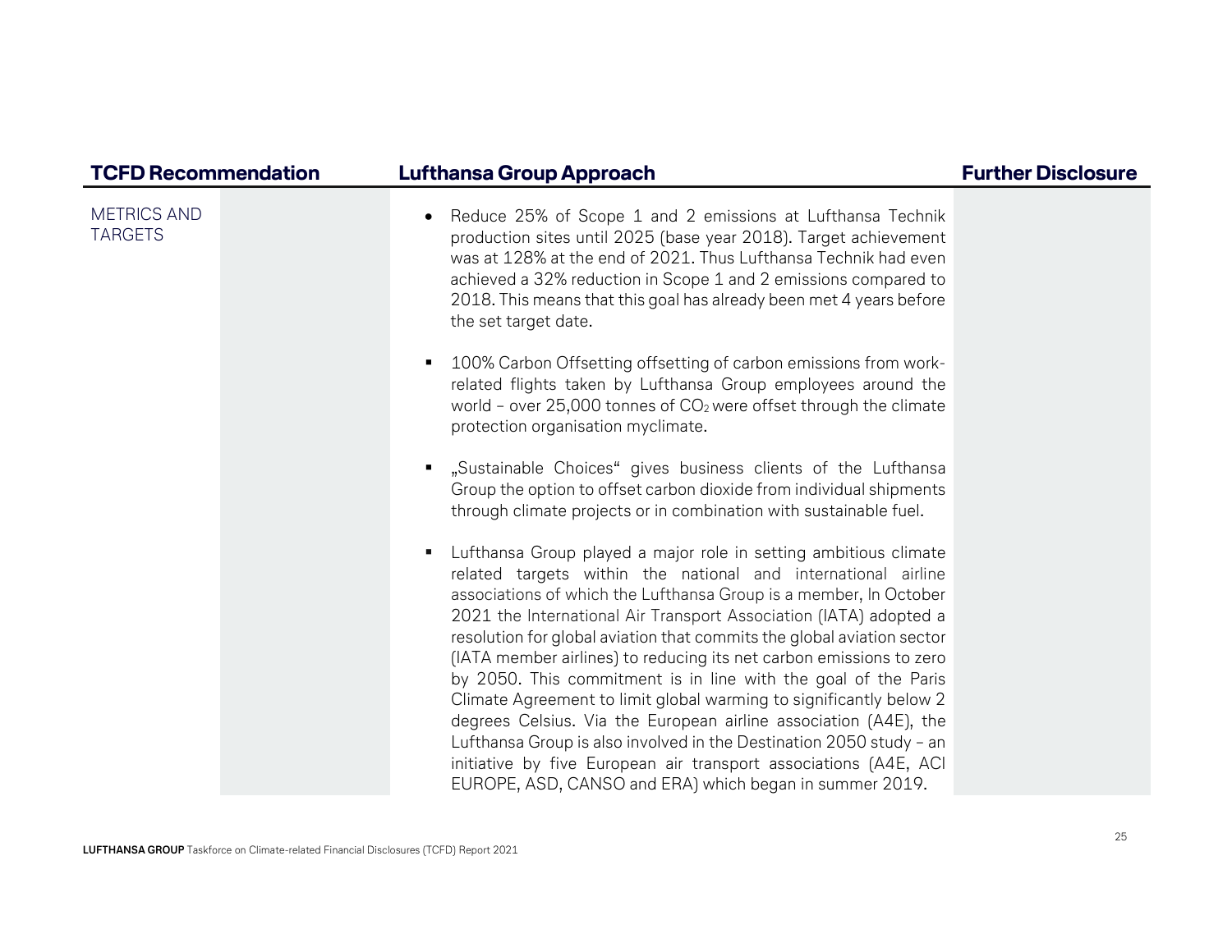| TCFD Recommendation | Lufthansa Group Approach | Further Disclosure |
| --- | --- | --- |
| METRICS AND TARGETS | • Reduce 25% of Scope 1 and 2 emissions at Lufthansa Technik production sites until 2025 (base year 2018). Target achievement was at 128% at the end of 2021. Thus Lufthansa Technik had even achieved a 32% reduction in Scope 1 and 2 emissions compared to 2018. This means that this goal has already been met 4 years before the set target date.<br><br>▪ 100% Carbon Offsetting offsetting of carbon emissions from work-related flights taken by Lufthansa Group employees around the world – over 25,000 tonnes of $CO_2$ were offset through the climate protection organisation myclimate.<br><br>▪ „Sustainable Choices“ gives business clients of the Lufthansa Group the option to offset carbon dioxide from individual shipments through climate projects or in combination with sustainable fuel.<br><br>▪ Lufthansa Group played a major role in setting ambitious climate related targets within the national and international airline associations of which the Lufthansa Group is a member, In October 2021 the International Air Transport Association (IATA) adopted a resolution for global aviation that commits the global aviation sector (IATA member airlines) to reducing its net carbon emissions to zero by 2050. This commitment is in line with the goal of the Paris Climate Agreement to limit global warming to significantly below 2 degrees Celsius. Via the European airline association (A4E), the Lufthansa Group is also involved in the Destination 2050 study – an initiative by five European air transport associations (A4E, ACI EUROPE, ASD, CANSO and ERA) which began in summer 2019. | |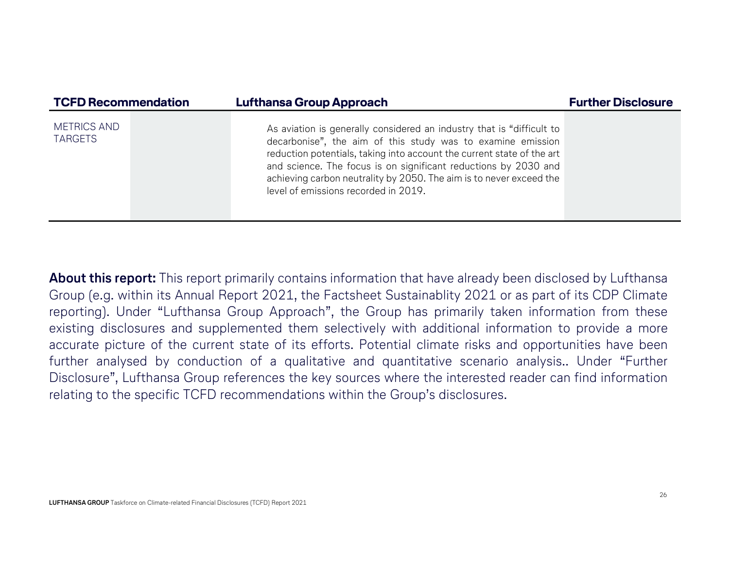| TCFD Recommendation | | Lufthansa Group Approach | Further Disclosure |
|---|---|---|---|
| METRICS AND TARGETS | | As aviation is generally considered an industry that is "difficult to decarbonise", the aim of this study was to examine emission reduction potentials, taking into account the current state of the art and science. The focus is on significant reductions by 2030 and achieving carbon neutrality by 2050. The aim is to never exceed the level of emissions recorded in 2019. | |

**About this report:** This report primarily contains information that have already been disclosed by Lufthansa Group (e.g. within its Annual Report 2021, the Factsheet Sustainablity 2021 or as part of its CDP Climate reporting). Under "Lufthansa Group Approach", the Group has primarily taken information from these existing disclosures and supplemented them selectively with additional information to provide a more accurate picture of the current state of its efforts. Potential climate risks and opportunities have been further analysed by conduction of a qualitative and quantitative scenario analysis.. Under "Further Disclosure", Lufthansa Group references the key sources where the interested reader can find information relating to the specific TCFD recommendations within the Group's disclosures.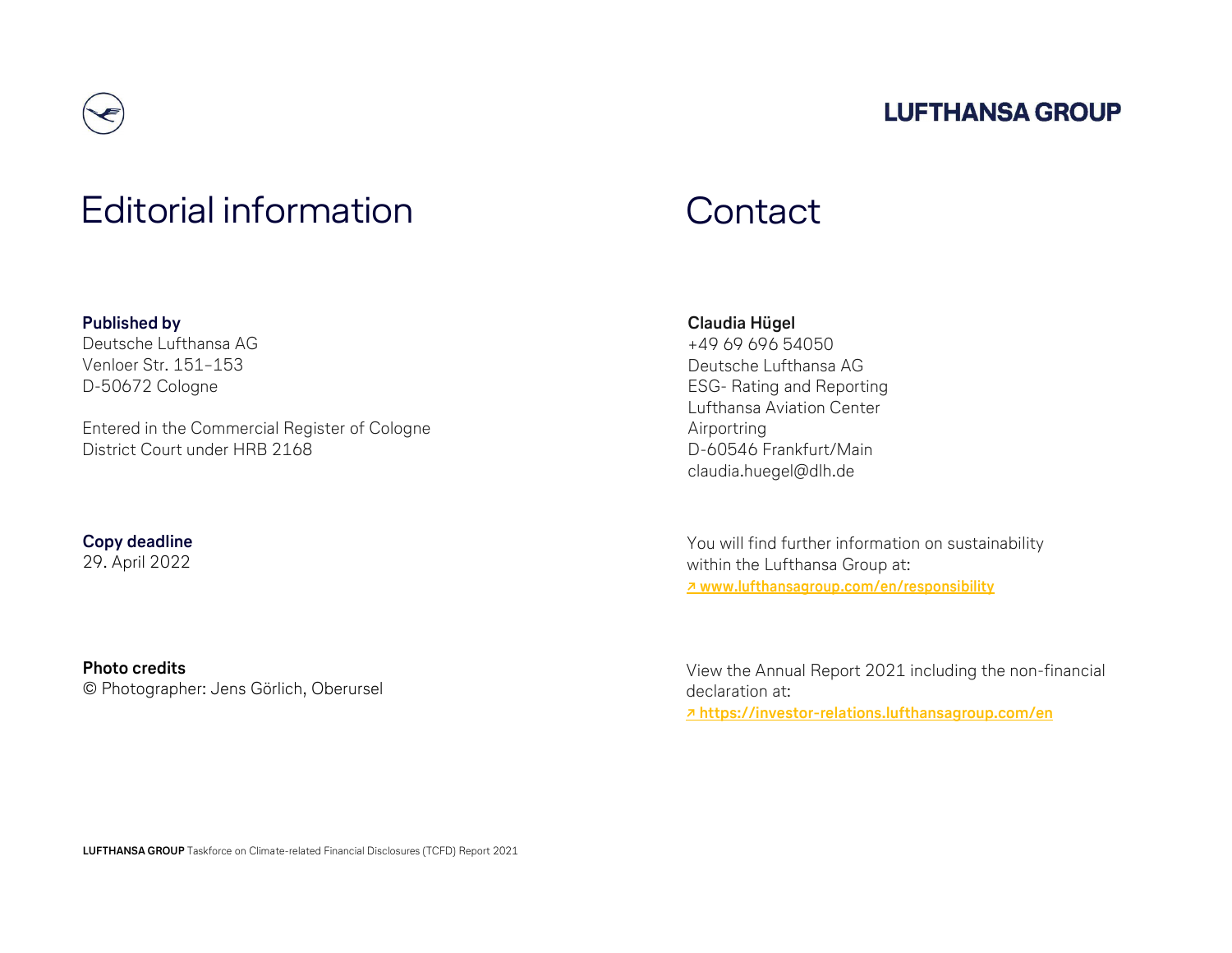# Editorial information

**Published by**
Deutsche Lufthansa AG
Venloer Str. 151–153
D-50672 Cologne

Entered in the Commercial Register of Cologne
District Court under HRB 2168

**Copy deadline**
29. April 2022

**Photo credits**
© Photographer: Jens Görlich, Oberursel

# Contact

**Claudia Hügel**
+49 69 696 54050
Deutsche Lufthansa AG
ESG- Rating and Reporting
Lufthansa Aviation Center
Airportring
D-60546 Frankfurt/Main
claudia.huegel@dlh.de

You will find further information on sustainability within the Lufthansa Group at:
↗ www.lufthansagroup.com/en/responsibility

View the Annual Report 2021 including the non-financial declaration at:
↗ https://investor-relations.lufthansagroup.com/en